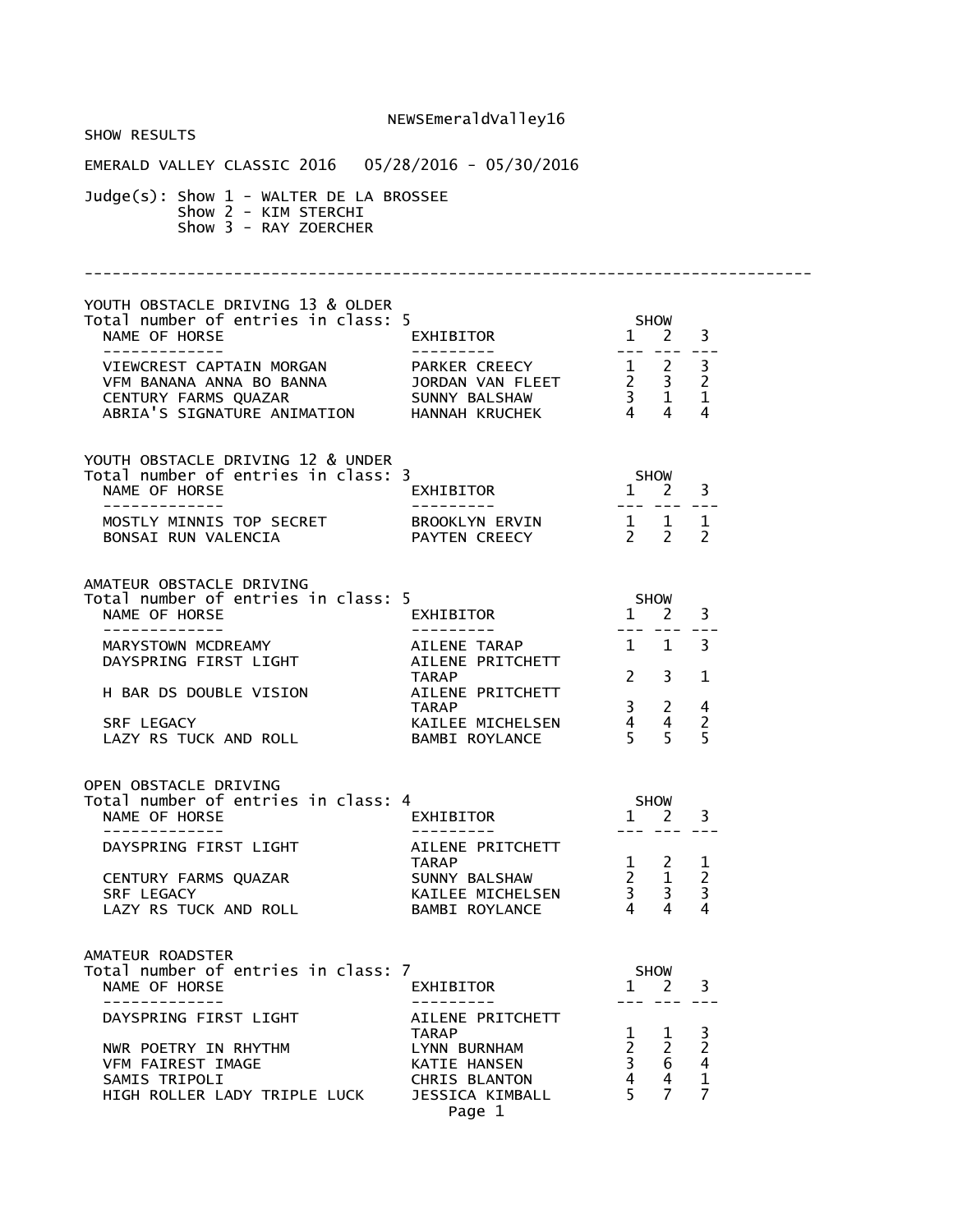NEWSEmeraldValley16

SHOW RESULTS

EMERALD VALLEY CLASSIC 2016   05/28/2016 - 05/30/2016

Judge(s): Show 1 - WALTER DE LA BROSSEE
Show 2 - KIM STERCHI
Show 3 - RAY ZOERCHER

---

## YOUTH OBSTACLE DRIVING 13 & OLDER

Total number of entries in class: 5

| NAME OF HORSE | EXHIBITOR | SHOW 1 | SHOW 2 | SHOW 3 |
|---|---|---|---|---|
| VIEWCREST CAPTAIN MORGAN | PARKER CREECY | 1 | 2 | 3 |
| VFM BANANA ANNA BO BANNA | JORDAN VAN FLEET | 2 | 3 | 2 |
| CENTURY FARMS QUAZAR | SUNNY BALSHAW | 3 | 1 | 1 |
| ABRIA'S SIGNATURE ANIMATION | HANNAH KRUCHEK | 4 | 4 | 4 |

## YOUTH OBSTACLE DRIVING 12 & UNDER

Total number of entries in class: 3

| NAME OF HORSE | EXHIBITOR | SHOW 1 | SHOW 2 | SHOW 3 |
|---|---|---|---|---|
| MOSTLY MINNIS TOP SECRET | BROOKLYN ERVIN | 1 | 1 | 1 |
| BONSAI RUN VALENCIA | PAYTEN CREECY | 2 | 2 | 2 |

## AMATEUR OBSTACLE DRIVING

Total number of entries in class: 5

| NAME OF HORSE | EXHIBITOR | SHOW 1 | SHOW 2 | SHOW 3 |
|---|---|---|---|---|
| MARYSTOWN MCDREAMY | AILENE TARAP | 1 | 1 | 3 |
| DAYSPRING FIRST LIGHT | AILENE PRITCHETT TARAP | 2 | 3 | 1 |
| H BAR DS DOUBLE VISION | AILENE PRITCHETT TARAP | 3 | 2 | 4 |
| SRF LEGACY | KAILEE MICHELSEN | 4 | 4 | 2 |
| LAZY RS TUCK AND ROLL | BAMBI ROYLANCE | 5 | 5 | 5 |

## OPEN OBSTACLE DRIVING

Total number of entries in class: 4

| NAME OF HORSE | EXHIBITOR | SHOW 1 | SHOW 2 | SHOW 3 |
|---|---|---|---|---|
| DAYSPRING FIRST LIGHT | AILENE PRITCHETT TARAP | 1 | 2 | 1 |
| CENTURY FARMS QUAZAR | SUNNY BALSHAW | 2 | 1 | 2 |
| SRF LEGACY | KAILEE MICHELSEN | 3 | 3 | 3 |
| LAZY RS TUCK AND ROLL | BAMBI ROYLANCE | 4 | 4 | 4 |

## AMATEUR ROADSTER

Total number of entries in class: 7

| NAME OF HORSE | EXHIBITOR | SHOW 1 | SHOW 2 | SHOW 3 |
|---|---|---|---|---|
| DAYSPRING FIRST LIGHT | AILENE PRITCHETT TARAP | 1 | 1 | 3 |
| NWR POETRY IN RHYTHM | LYNN BURNHAM | 2 | 2 | 2 |
| VFM FAIREST IMAGE | KATIE HANSEN | 3 | 6 | 4 |
| SAMIS TRIPOLI | CHRIS BLANTON | 4 | 4 | 1 |
| HIGH ROLLER LADY TRIPLE LUCK | JESSICA KIMBALL | 5 | 7 | 7 |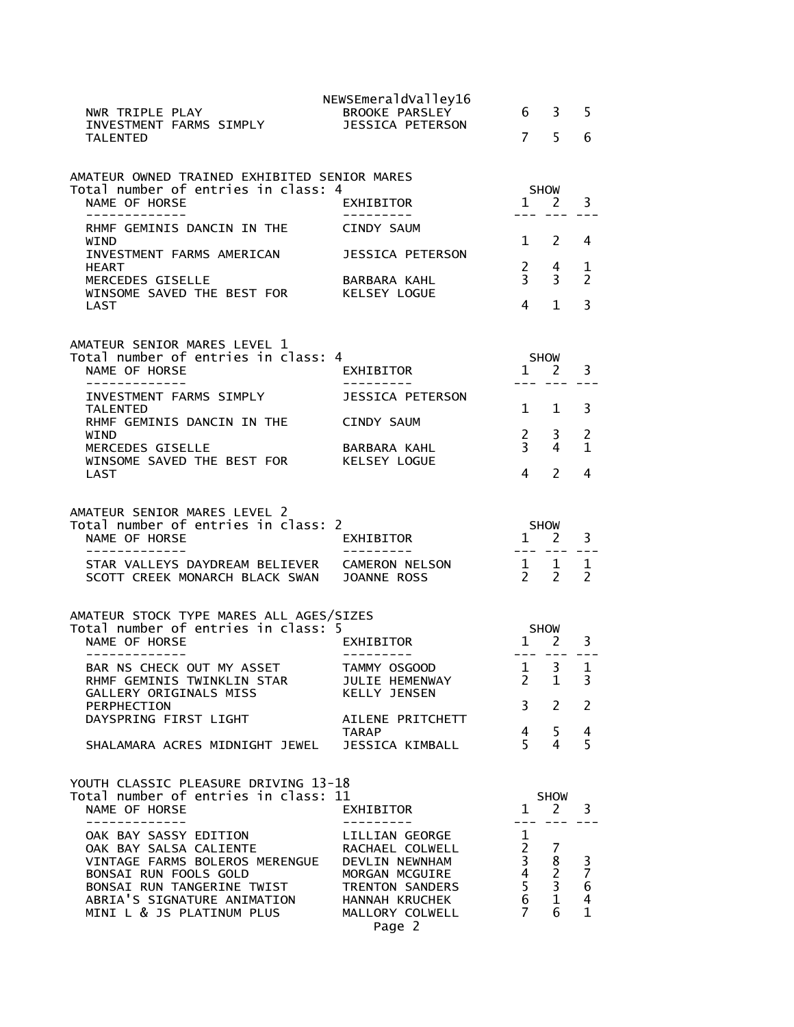| NAME OF HORSE | EXHIBITOR | 1 | 2 | 3 |
|---|---|---|---|---|
| NWR TRIPLE PLAY | BROOKE PARSLEY | 6 | 3 | 5 |
| INVESTMENT FARMS SIMPLY TALENTED | JESSICA PETERSON | 7 | 5 | 6 |

## AMATEUR OWNED TRAINED EXHIBITED SENIOR MARES

Total number of entries in class: 4

| NAME OF HORSE | EXHIBITOR | SHOW 1 | 2 | 3 |
|---|---|---|---|---|
| RHMF GEMINIS DANCIN IN THE WIND | CINDY SAUM | 1 | 2 | 4 |
| INVESTMENT FARMS AMERICAN HEART | JESSICA PETERSON | 2 | 4 | 1 |
| MERCEDES GISELLE | BARBARA KAHL | 3 | 3 | 2 |
| WINSOME SAVED THE BEST FOR LAST | KELSEY LOGUE | 4 | 1 | 3 |

## AMATEUR SENIOR MARES LEVEL 1

Total number of entries in class: 4

| NAME OF HORSE | EXHIBITOR | SHOW 1 | 2 | 3 |
|---|---|---|---|---|
| INVESTMENT FARMS SIMPLY TALENTED | JESSICA PETERSON | 1 | 1 | 3 |
| RHMF GEMINIS DANCIN IN THE WIND | CINDY SAUM | 2 | 3 | 2 |
| MERCEDES GISELLE | BARBARA KAHL | 3 | 4 | 1 |
| WINSOME SAVED THE BEST FOR LAST | KELSEY LOGUE | 4 | 2 | 4 |

## AMATEUR SENIOR MARES LEVEL 2

Total number of entries in class: 2

| NAME OF HORSE | EXHIBITOR | SHOW 1 | 2 | 3 |
|---|---|---|---|---|
| STAR VALLEYS DAYDREAM BELIEVER | CAMERON NELSON | 1 | 1 | 1 |
| SCOTT CREEK MONARCH BLACK SWAN | JOANNE ROSS | 2 | 2 | 2 |

## AMATEUR STOCK TYPE MARES ALL AGES/SIZES

Total number of entries in class: 5

| NAME OF HORSE | EXHIBITOR | SHOW 1 | 2 | 3 |
|---|---|---|---|---|
| BAR NS CHECK OUT MY ASSET | TAMMY OSGOOD | 1 | 3 | 1 |
| RHMF GEMINIS TWINKLIN STAR | JULIE HEMENWAY | 2 | 1 | 3 |
| GALLERY ORIGINALS MISS PERPHECTION | KELLY JENSEN | 3 | 2 | 2 |
| DAYSPRING FIRST LIGHT | AILENE PRITCHETT TARAP | 4 | 5 | 4 |
| SHALAMARA ACRES MIDNIGHT JEWEL | JESSICA KIMBALL | 5 | 4 | 5 |

## YOUTH CLASSIC PLEASURE DRIVING 13-18

Total number of entries in class: 11

| NAME OF HORSE | EXHIBITOR | SHOW 1 | 2 | 3 |
|---|---|---|---|---|
| OAK BAY SASSY EDITION | LILLIAN GEORGE | 1 | | |
| OAK BAY SALSA CALIENTE | RACHAEL COLWELL | 2 | 7 | |
| VINTAGE FARMS BOLEROS MERENGUE | DEVLIN NEWNHAM | 3 | 8 | 3 |
| BONSAI RUN FOOLS GOLD | MORGAN MCGUIRE | 4 | 2 | 7 |
| BONSAI RUN TANGERINE TWIST | TRENTON SANDERS | 5 | 3 | 6 |
| ABRIA'S SIGNATURE ANIMATION | HANNAH KRUCHEK | 6 | 1 | 4 |
| MINI L & JS PLATINUM PLUS | MALLORY COLWELL | 7 | 6 | 1 |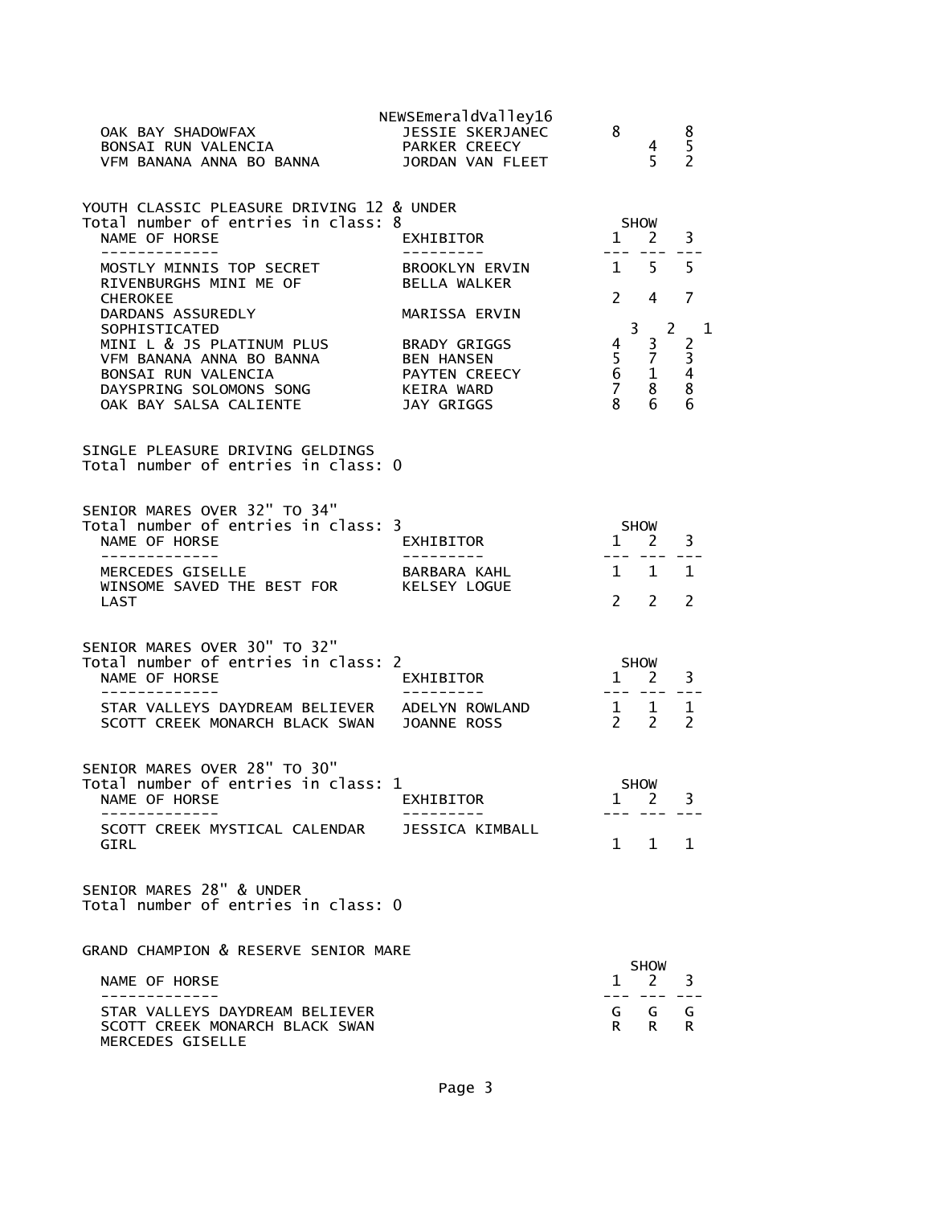| NAME OF HORSE | EXHIBITOR | 1 | 2 | 3 |
|---|---|---|---|---|
| OAK BAY SHADOWFAX | JESSIE SKERJANEC | 8 | | 8 |
| BONSAI RUN VALENCIA | PARKER CREECY | | 4 | 5 |
| VFM BANANA ANNA BO BANNA | JORDAN VAN FLEET | | 5 | 2 |

YOUTH CLASSIC PLEASURE DRIVING 12 & UNDER
Total number of entries in class: 8

| NAME OF HORSE | EXHIBITOR | SHOW 1 | 2 | 3 |
|---|---|---|---|---|
| MOSTLY MINNIS TOP SECRET | BROOKLYN ERVIN | 1 | 5 | 5 |
| RIVENBURGHS MINI ME OF CHEROKEE | BELLA WALKER | 2 | 4 | 7 |
| DARDANS ASSUREDLY SOPHISTICATED | MARISSA ERVIN | 3 | 2 | 1 |
| MINI L & JS PLATINUM PLUS | BRADY GRIGGS | 4 | 3 | 2 |
| VFM BANANA ANNA BO BANNA | BEN HANSEN | 5 | 7 | 3 |
| BONSAI RUN VALENCIA | PAYTEN CREECY | 6 | 1 | 4 |
| DAYSPRING SOLOMONS SONG | KEIRA WARD | 7 | 8 | 8 |
| OAK BAY SALSA CALIENTE | JAY GRIGGS | 8 | 6 | 6 |

SINGLE PLEASURE DRIVING GELDINGS
Total number of entries in class: 0

SENIOR MARES OVER 32" TO 34"
Total number of entries in class: 3

| NAME OF HORSE | EXHIBITOR | SHOW 1 | 2 | 3 |
|---|---|---|---|---|
| MERCEDES GISELLE | BARBARA KAHL | 1 | 1 | 1 |
| WINSOME SAVED THE BEST FOR LAST | KELSEY LOGUE | 2 | 2 | 2 |

SENIOR MARES OVER 30" TO 32"
Total number of entries in class: 2

| NAME OF HORSE | EXHIBITOR | SHOW 1 | 2 | 3 |
|---|---|---|---|---|
| STAR VALLEYS DAYDREAM BELIEVER | ADELYN ROWLAND | 1 | 1 | 1 |
| SCOTT CREEK MONARCH BLACK SWAN | JOANNE ROSS | 2 | 2 | 2 |

SENIOR MARES OVER 28" TO 30"
Total number of entries in class: 1

| NAME OF HORSE | EXHIBITOR | SHOW 1 | 2 | 3 |
|---|---|---|---|---|
| SCOTT CREEK MYSTICAL CALENDAR GIRL | JESSICA KIMBALL | 1 | 1 | 1 |

SENIOR MARES 28" & UNDER
Total number of entries in class: 0

GRAND CHAMPION & RESERVE SENIOR MARE

| NAME OF HORSE | SHOW 1 | 2 | 3 |
|---|---|---|---|
| STAR VALLEYS DAYDREAM BELIEVER | G | G | G |
| SCOTT CREEK MONARCH BLACK SWAN | R | R | R |
| MERCEDES GISELLE | | | |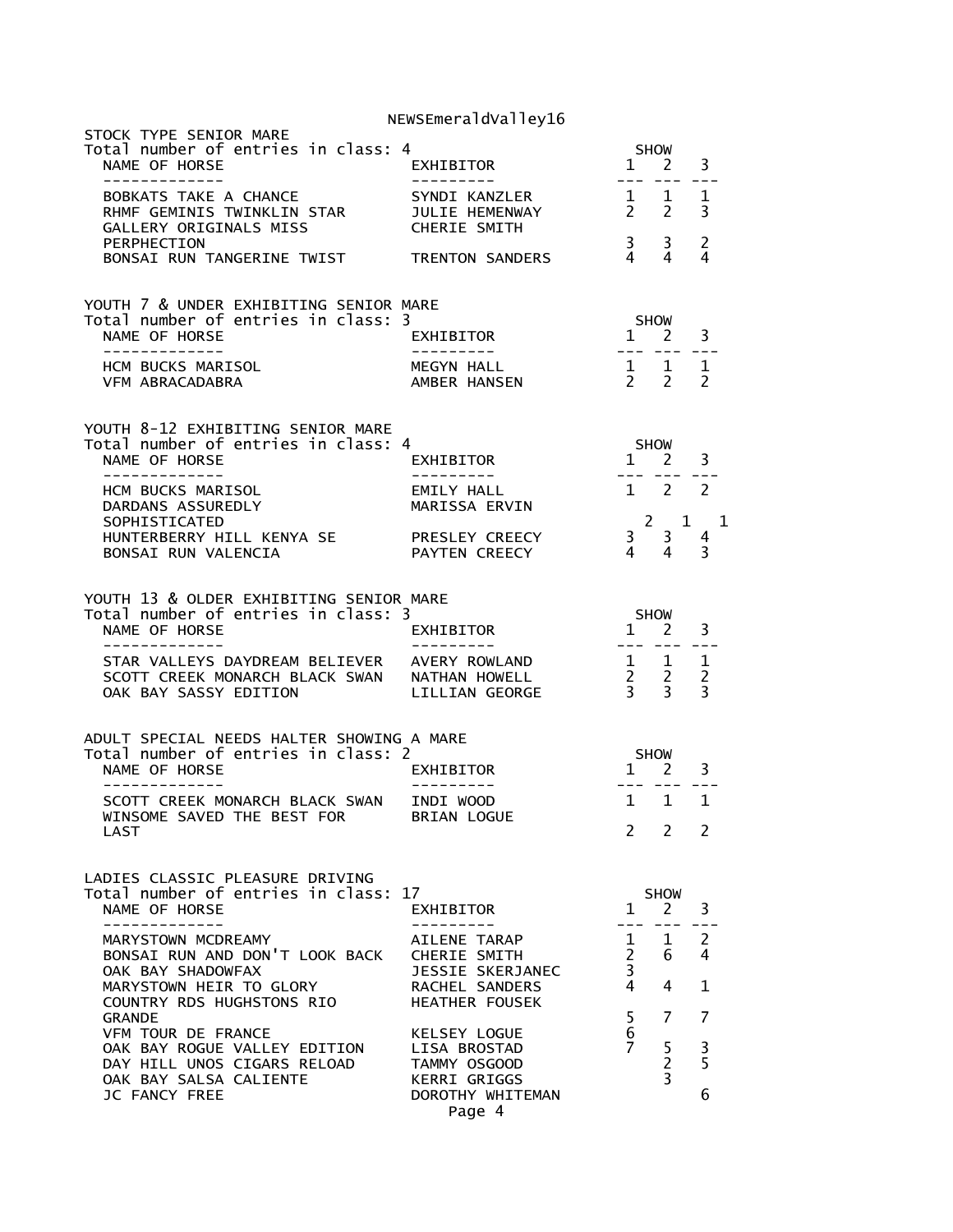## STOCK TYPE SENIOR MARE

Total number of entries in class: 4

| NAME OF HORSE | EXHIBITOR | SHOW 1 | SHOW 2 | SHOW 3 |
| --- | --- | --- | --- | --- |
| BOBKATS TAKE A CHANCE | SYNDI KANZLER | 1 | 1 | 1 |
| RHMF GEMINIS TWINKLIN STAR | JULIE HEMENWAY | 2 | 2 | 3 |
| GALLERY ORIGINALS MISS PERPHECTION | CHERIE SMITH | 3 | 3 | 2 |
| BONSAI RUN TANGERINE TWIST | TRENTON SANDERS | 4 | 4 | 4 |

## YOUTH 7 & UNDER EXHIBITING SENIOR MARE

Total number of entries in class: 3

| NAME OF HORSE | EXHIBITOR | SHOW 1 | SHOW 2 | SHOW 3 |
| --- | --- | --- | --- | --- |
| HCM BUCKS MARISOL | MEGYN HALL | 1 | 1 | 1 |
| VFM ABRACADABRA | AMBER HANSEN | 2 | 2 | 2 |

## YOUTH 8-12 EXHIBITING SENIOR MARE

Total number of entries in class: 4

| NAME OF HORSE | EXHIBITOR | SHOW 1 | SHOW 2 | SHOW 3 |
| --- | --- | --- | --- | --- |
| HCM BUCKS MARISOL | EMILY HALL | 1 | 2 | 2 |
| DARDANS ASSUREDLY SOPHISTICATED | MARISSA ERVIN | 2 | 1 | 1 |
| HUNTERBERRY HILL KENYA SE | PRESLEY CREECY | 3 | 3 | 4 |
| BONSAI RUN VALENCIA | PAYTEN CREECY | 4 | 4 | 3 |

## YOUTH 13 & OLDER EXHIBITING SENIOR MARE

Total number of entries in class: 3

| NAME OF HORSE | EXHIBITOR | SHOW 1 | SHOW 2 | SHOW 3 |
| --- | --- | --- | --- | --- |
| STAR VALLEYS DAYDREAM BELIEVER | AVERY ROWLAND | 1 | 1 | 1 |
| SCOTT CREEK MONARCH BLACK SWAN | NATHAN HOWELL | 2 | 2 | 2 |
| OAK BAY SASSY EDITION | LILLIAN GEORGE | 3 | 3 | 3 |

## ADULT SPECIAL NEEDS HALTER SHOWING A MARE

Total number of entries in class: 2

| NAME OF HORSE | EXHIBITOR | SHOW 1 | SHOW 2 | SHOW 3 |
| --- | --- | --- | --- | --- |
| SCOTT CREEK MONARCH BLACK SWAN | INDI WOOD | 1 | 1 | 1 |
| WINSOME SAVED THE BEST FOR LAST | BRIAN LOGUE | 2 | 2 | 2 |

## LADIES CLASSIC PLEASURE DRIVING

Total number of entries in class: 17

| NAME OF HORSE | EXHIBITOR | SHOW 1 | SHOW 2 | SHOW 3 |
| --- | --- | --- | --- | --- |
| MARYSTOWN MCDREAMY | AILENE TARAP | 1 | 1 | 2 |
| BONSAI RUN AND DON'T LOOK BACK | CHERIE SMITH | 2 | 6 | 4 |
| OAK BAY SHADOWFAX | JESSIE SKERJANEC | 3 | | |
| MARYSTOWN HEIR TO GLORY | RACHEL SANDERS | 4 | 4 | 1 |
| COUNTRY RDS HUGHSTONS RIO GRANDE | HEATHER FOUSEK | 5 | 7 | 7 |
| VFM TOUR DE FRANCE | KELSEY LOGUE | 6 | | |
| OAK BAY ROGUE VALLEY EDITION | LISA BROSTAD | 7 | 5 | 3 |
| DAY HILL UNOS CIGARS RELOAD | TAMMY OSGOOD | | 2 | 5 |
| OAK BAY SALSA CALIENTE | KERRI GRIGGS | | 3 | |
| JC FANCY FREE | DOROTHY WHITEMAN | | | 6 |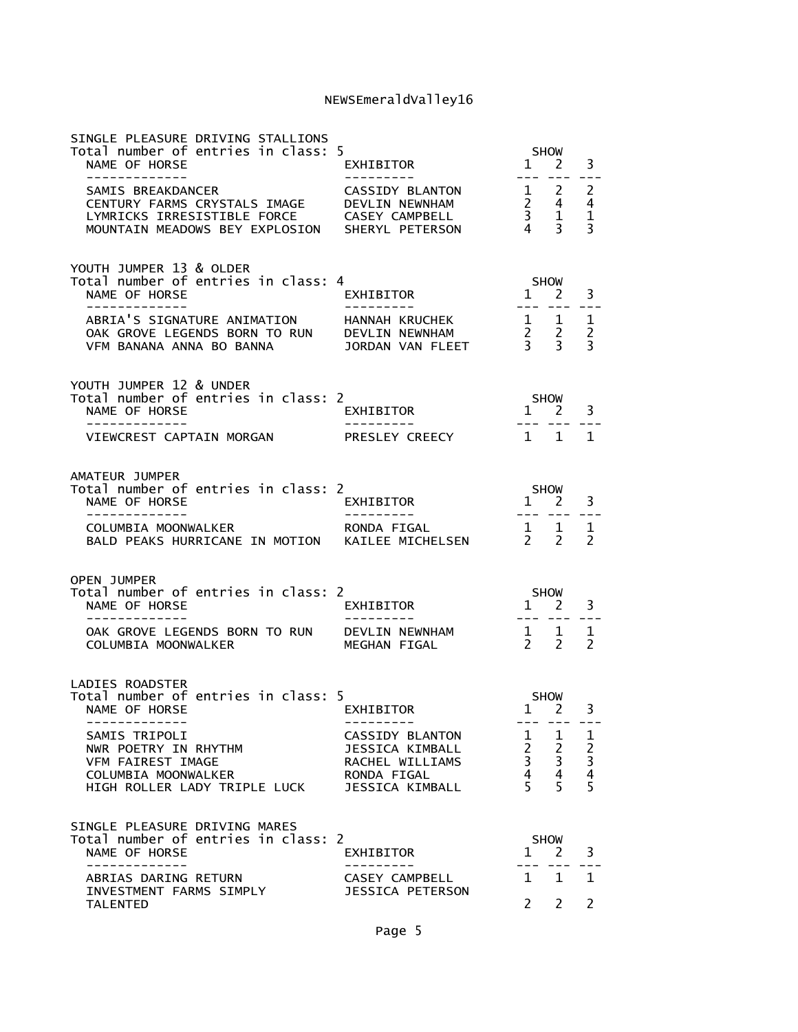## SINGLE PLEASURE DRIVING STALLIONS

Total number of entries in class: 5

| NAME OF HORSE | EXHIBITOR | SHOW 1 | 2 | 3 |
|---|---|---|---|---|
| SAMIS BREAKDANCER | CASSIDY BLANTON | 1 | 2 | 2 |
| CENTURY FARMS CRYSTALS IMAGE | DEVLIN NEWNHAM | 2 | 4 | 4 |
| LYMRICKS IRRESISTIBLE FORCE | CASEY CAMPBELL | 3 | 1 | 1 |
| MOUNTAIN MEADOWS BEY EXPLOSION | SHERYL PETERSON | 4 | 3 | 3 |

## YOUTH JUMPER 13 & OLDER

Total number of entries in class: 4

| NAME OF HORSE | EXHIBITOR | SHOW 1 | 2 | 3 |
|---|---|---|---|---|
| ABRIA'S SIGNATURE ANIMATION | HANNAH KRUCHEK | 1 | 1 | 1 |
| OAK GROVE LEGENDS BORN TO RUN | DEVLIN NEWNHAM | 2 | 2 | 2 |
| VFM BANANA ANNA BO BANNA | JORDAN VAN FLEET | 3 | 3 | 3 |

## YOUTH JUMPER 12 & UNDER

Total number of entries in class: 2

| NAME OF HORSE | EXHIBITOR | SHOW 1 | 2 | 3 |
|---|---|---|---|---|
| VIEWCREST CAPTAIN MORGAN | PRESLEY CREECY | 1 | 1 | 1 |

## AMATEUR JUMPER

Total number of entries in class: 2

| NAME OF HORSE | EXHIBITOR | SHOW 1 | 2 | 3 |
|---|---|---|---|---|
| COLUMBIA MOONWALKER | RONDA FIGAL | 1 | 1 | 1 |
| BALD PEAKS HURRICANE IN MOTION | KAILEE MICHELSEN | 2 | 2 | 2 |

## OPEN JUMPER

Total number of entries in class: 2

| NAME OF HORSE | EXHIBITOR | SHOW 1 | 2 | 3 |
|---|---|---|---|---|
| OAK GROVE LEGENDS BORN TO RUN | DEVLIN NEWNHAM | 1 | 1 | 1 |
| COLUMBIA MOONWALKER | MEGHAN FIGAL | 2 | 2 | 2 |

## LADIES ROADSTER

Total number of entries in class: 5

| NAME OF HORSE | EXHIBITOR | SHOW 1 | 2 | 3 |
|---|---|---|---|---|
| SAMIS TRIPOLI | CASSIDY BLANTON | 1 | 1 | 1 |
| NWR POETRY IN RHYTHM | JESSICA KIMBALL | 2 | 2 | 2 |
| VFM FAIREST IMAGE | RACHEL WILLIAMS | 3 | 3 | 3 |
| COLUMBIA MOONWALKER | RONDA FIGAL | 4 | 4 | 4 |
| HIGH ROLLER LADY TRIPLE LUCK | JESSICA KIMBALL | 5 | 5 | 5 |

## SINGLE PLEASURE DRIVING MARES

Total number of entries in class: 2

| NAME OF HORSE | EXHIBITOR | SHOW 1 | 2 | 3 |
|---|---|---|---|---|
| ABRIAS DARING RETURN | CASEY CAMPBELL | 1 | 1 | 1 |
| INVESTMENT FARMS SIMPLY TALENTED | JESSICA PETERSON | 2 | 2 | 2 |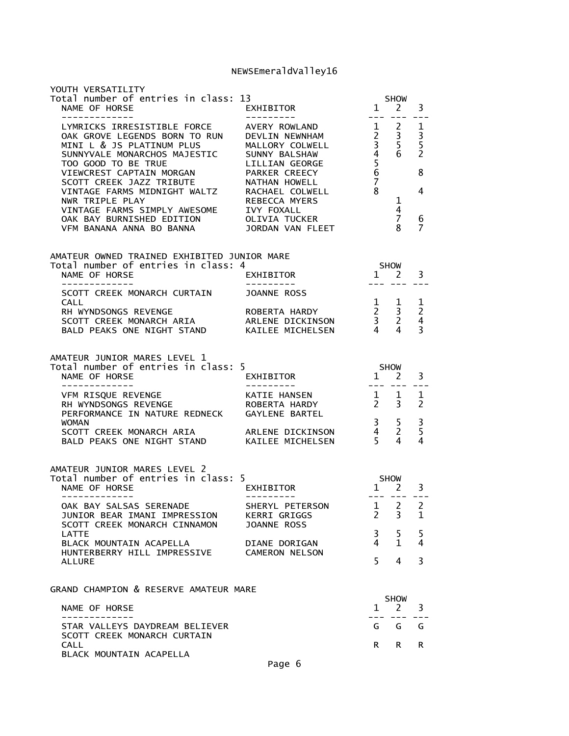## YOUTH VERSATILITY

Total number of entries in class: 13

| NAME OF HORSE | EXHIBITOR | SHOW 1 | SHOW 2 | SHOW 3 |
|---|---|---|---|---|
| LYMRICKS IRRESISTIBLE FORCE | AVERY ROWLAND | 1 | 2 | 1 |
| OAK GROVE LEGENDS BORN TO RUN | DEVLIN NEWNHAM | 2 | 3 | 3 |
| MINI L & JS PLATINUM PLUS | MALLORY COLWELL | 3 | 5 | 5 |
| SUNNYVALE MONARCHOS MAJESTIC | SUNNY BALSHAW | 4 | 6 | 2 |
| TOO GOOD TO BE TRUE | LILLIAN GEORGE | 5 | | |
| VIEWCREST CAPTAIN MORGAN | PARKER CREECY | 6 | | 8 |
| SCOTT CREEK JAZZ TRIBUTE | NATHAN HOWELL | 7 | | |
| VINTAGE FARMS MIDNIGHT WALTZ | RACHAEL COLWELL | 8 | | 4 |
| NWR TRIPLE PLAY | REBECCA MYERS | | 1 | |
| VINTAGE FARMS SIMPLY AWESOME | IVY FOXALL | | 4 | |
| OAK BAY BURNISHED EDITION | OLIVIA TUCKER | | 7 | 6 |
| VFM BANANA ANNA BO BANNA | JORDAN VAN FLEET | | 8 | 7 |

## AMATEUR OWNED TRAINED EXHIBITED JUNIOR MARE

Total number of entries in class: 4

| NAME OF HORSE | EXHIBITOR | SHOW 1 | SHOW 2 | SHOW 3 |
|---|---|---|---|---|
| SCOTT CREEK MONARCH CURTAIN CALL | JOANNE ROSS | 1 | 1 | 1 |
| RH WYNDSONGS REVENGE | ROBERTA HARDY | 2 | 3 | 2 |
| SCOTT CREEK MONARCH ARIA | ARLENE DICKINSON | 3 | 2 | 4 |
| BALD PEAKS ONE NIGHT STAND | KAILEE MICHELSEN | 4 | 4 | 3 |

## AMATEUR JUNIOR MARES LEVEL 1

Total number of entries in class: 5

| NAME OF HORSE | EXHIBITOR | SHOW 1 | SHOW 2 | SHOW 3 |
|---|---|---|---|---|
| VFM RISQUE REVENGE | KATIE HANSEN | 1 | 1 | 1 |
| RH WYNDSONGS REVENGE | ROBERTA HARDY | 2 | 3 | 2 |
| PERFORMANCE IN NATURE REDNECK WOMAN | GAYLENE BARTEL | 3 | 5 | 3 |
| SCOTT CREEK MONARCH ARIA | ARLENE DICKINSON | 4 | 2 | 5 |
| BALD PEAKS ONE NIGHT STAND | KAILEE MICHELSEN | 5 | 4 | 4 |

## AMATEUR JUNIOR MARES LEVEL 2

Total number of entries in class: 5

| NAME OF HORSE | EXHIBITOR | SHOW 1 | SHOW 2 | SHOW 3 |
|---|---|---|---|---|
| OAK BAY SALSAS SERENADE | SHERYL PETERSON | 1 | 2 | 2 |
| JUNIOR BEAR IMANI IMPRESSION | KERRI GRIGGS | 2 | 3 | 1 |
| SCOTT CREEK MONARCH CINNAMON LATTE | JOANNE ROSS | 3 | 5 | 5 |
| BLACK MOUNTAIN ACAPELLA | DIANE DORIGAN | 4 | 1 | 4 |
| HUNTERBERRY HILL IMPRESSIVE ALLURE | CAMERON NELSON | 5 | 4 | 3 |

## GRAND CHAMPION & RESERVE AMATEUR MARE

| NAME OF HORSE | SHOW 1 | SHOW 2 | SHOW 3 |
|---|---|---|---|
| STAR VALLEYS DAYDREAM BELIEVER | G | G | G |
| SCOTT CREEK MONARCH CURTAIN CALL | R | R | R |
| BLACK MOUNTAIN ACAPELLA | | | |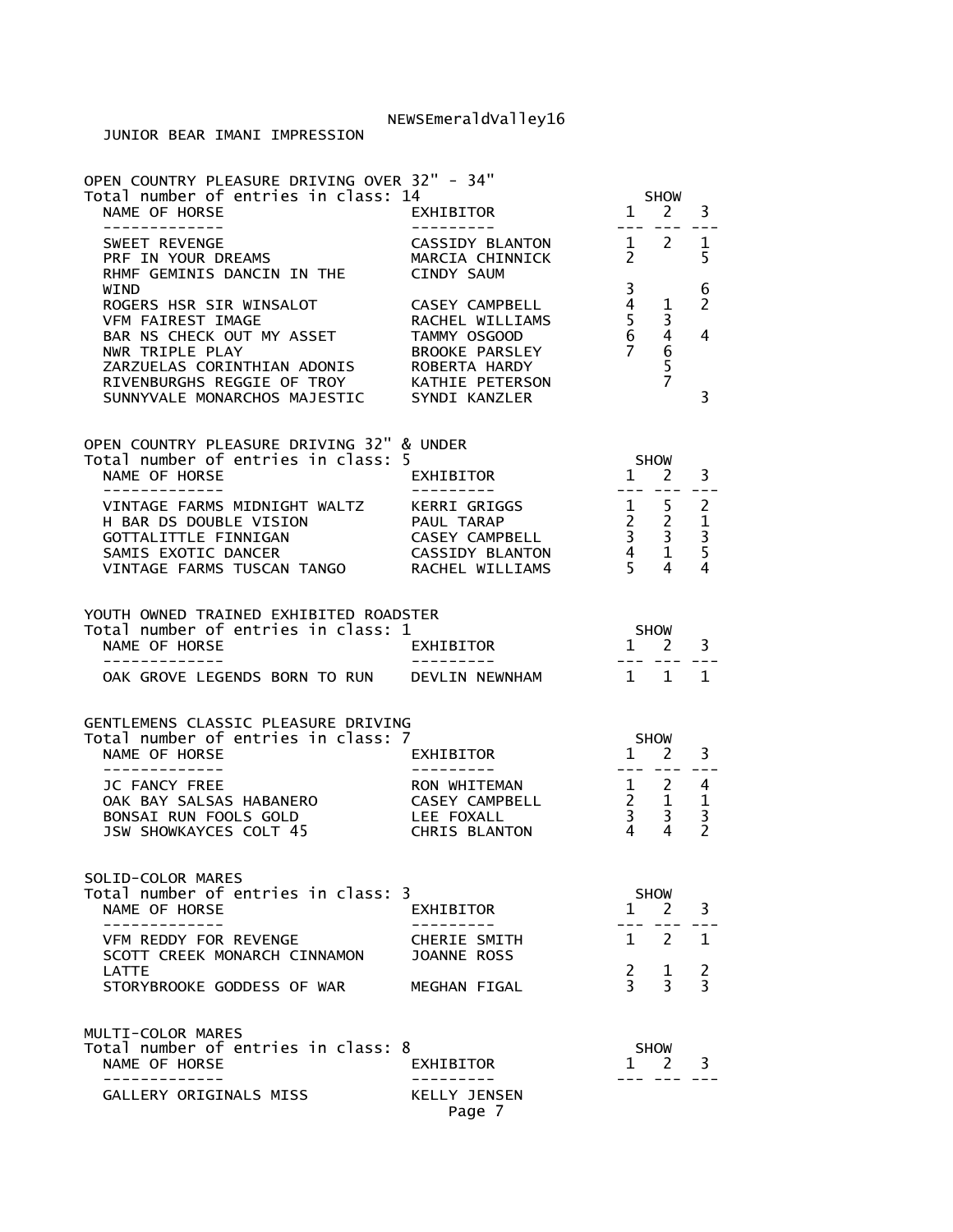JUNIOR BEAR IMANI IMPRESSION

## OPEN COUNTRY PLEASURE DRIVING OVER 32" - 34"

Total number of entries in class: 14

| NAME OF HORSE | EXHIBITOR | SHOW 1 | SHOW 2 | SHOW 3 |
|---|---|---|---|---|
| SWEET REVENGE | CASSIDY BLANTON | 1 | 2 | 1 |
| PRF IN YOUR DREAMS | MARCIA CHINNICK | 2 | | 5 |
| RHMF GEMINIS DANCIN IN THE WIND | CINDY SAUM | 3 | | 6 |
| ROGERS HSR SIR WINSALOT | CASEY CAMPBELL | 4 | 1 | 2 |
| VFM FAIREST IMAGE | RACHEL WILLIAMS | 5 | 3 | |
| BAR NS CHECK OUT MY ASSET | TAMMY OSGOOD | 6 | 4 | 4 |
| NWR TRIPLE PLAY | BROOKE PARSLEY | 7 | 6 | |
| ZARZUELAS CORINTHIAN ADONIS | ROBERTA HARDY | | 5 | |
| RIVENBURGHS REGGIE OF TROY | KATHIE PETERSON | | 7 | |
| SUNNYVALE MONARCHOS MAJESTIC | SYNDI KANZLER | | | 3 |

## OPEN COUNTRY PLEASURE DRIVING 32" & UNDER

Total number of entries in class: 5

| NAME OF HORSE | EXHIBITOR | SHOW 1 | SHOW 2 | SHOW 3 |
|---|---|---|---|---|
| VINTAGE FARMS MIDNIGHT WALTZ | KERRI GRIGGS | 1 | 5 | 2 |
| H BAR DS DOUBLE VISION | PAUL TARAP | 2 | 2 | 1 |
| GOTTALITTLE FINNIGAN | CASEY CAMPBELL | 3 | 3 | 3 |
| SAMIS EXOTIC DANCER | CASSIDY BLANTON | 4 | 1 | 5 |
| VINTAGE FARMS TUSCAN TANGO | RACHEL WILLIAMS | 5 | 4 | 4 |

## YOUTH OWNED TRAINED EXHIBITED ROADSTER

Total number of entries in class: 1

| NAME OF HORSE | EXHIBITOR | SHOW 1 | SHOW 2 | SHOW 3 |
|---|---|---|---|---|
| OAK GROVE LEGENDS BORN TO RUN | DEVLIN NEWNHAM | 1 | 1 | 1 |

## GENTLEMENS CLASSIC PLEASURE DRIVING

Total number of entries in class: 7

| NAME OF HORSE | EXHIBITOR | SHOW 1 | SHOW 2 | SHOW 3 |
|---|---|---|---|---|
| JC FANCY FREE | RON WHITEMAN | 1 | 2 | 4 |
| OAK BAY SALSAS HABANERO | CASEY CAMPBELL | 2 | 1 | 1 |
| BONSAI RUN FOOLS GOLD | LEE FOXALL | 3 | 3 | 3 |
| JSW SHOWKAYCES COLT 45 | CHRIS BLANTON | 4 | 4 | 2 |

## SOLID-COLOR MARES

Total number of entries in class: 3

| NAME OF HORSE | EXHIBITOR | SHOW 1 | SHOW 2 | SHOW 3 |
|---|---|---|---|---|
| VFM REDDY FOR REVENGE | CHERIE SMITH | 1 | 2 | 1 |
| SCOTT CREEK MONARCH CINNAMON LATTE | JOANNE ROSS | 2 | 1 | 2 |
| STORYBROOKE GODDESS OF WAR | MEGHAN FIGAL | 3 | 3 | 3 |

## MULTI-COLOR MARES

Total number of entries in class: 8

| NAME OF HORSE | EXHIBITOR | SHOW 1 | SHOW 2 | SHOW 3 |
|---|---|---|---|---|
| GALLERY ORIGINALS MISS | KELLY JENSEN | | | |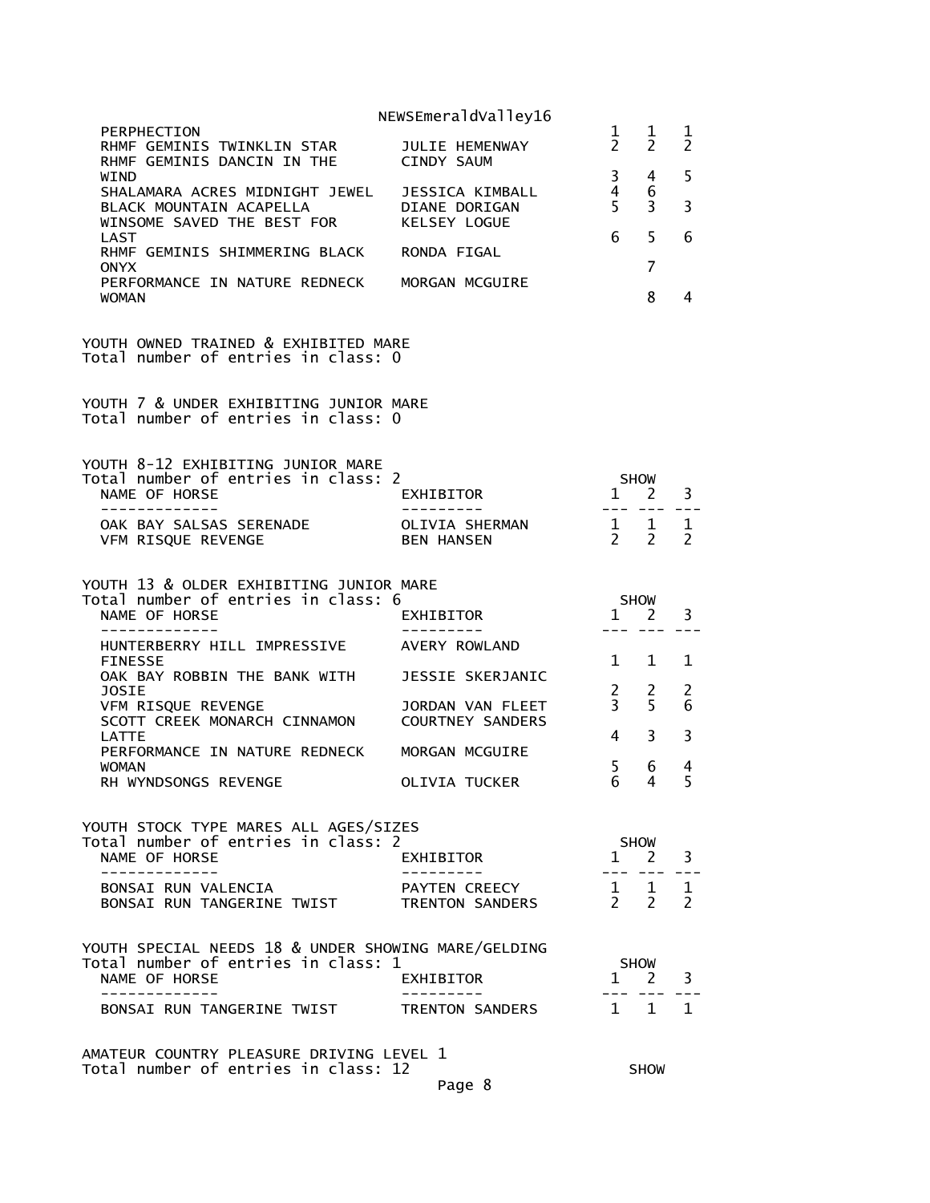| | | | | |
|---|---|---|---|---|
| PERPHECTION | | 1 | 1 | 1 |
| RHMF GEMINIS TWINKLIN STAR | JULIE HEMENWAY | 2 | 2 | 2 |
| RHMF GEMINIS DANCIN IN THE WIND | CINDY SAUM | 3 | 4 | 5 |
| SHALAMARA ACRES MIDNIGHT JEWEL | JESSICA KIMBALL | 4 | 6 | |
| BLACK MOUNTAIN ACAPELLA | DIANE DORIGAN | 5 | 3 | 3 |
| WINSOME SAVED THE BEST FOR LAST | KELSEY LOGUE | 6 | 5 | 6 |
| RHMF GEMINIS SHIMMERING BLACK ONYX | RONDA FIGAL | | 7 | |
| PERFORMANCE IN NATURE REDNECK WOMAN | MORGAN MCGUIRE | | 8 | 4 |

YOUTH OWNED TRAINED & EXHIBITED MARE
Total number of entries in class: 0

YOUTH 7 & UNDER EXHIBITING JUNIOR MARE
Total number of entries in class: 0

YOUTH 8-12 EXHIBITING JUNIOR MARE
Total number of entries in class: 2

| NAME OF HORSE | EXHIBITOR | SHOW 1 | SHOW 2 | SHOW 3 |
|---|---|---|---|---|
| OAK BAY SALSAS SERENADE | OLIVIA SHERMAN | 1 | 1 | 1 |
| VFM RISQUE REVENGE | BEN HANSEN | 2 | 2 | 2 |

YOUTH 13 & OLDER EXHIBITING JUNIOR MARE
Total number of entries in class: 6

| NAME OF HORSE | EXHIBITOR | SHOW 1 | SHOW 2 | SHOW 3 |
|---|---|---|---|---|
| HUNTERBERRY HILL IMPRESSIVE FINESSE | AVERY ROWLAND | 1 | 1 | 1 |
| OAK BAY ROBBIN THE BANK WITH JOSIE | JESSIE SKERJANIC | 2 | 2 | 2 |
| VFM RISQUE REVENGE | JORDAN VAN FLEET | 3 | 5 | 6 |
| SCOTT CREEK MONARCH CINNAMON LATTE | COURTNEY SANDERS | 4 | 3 | 3 |
| PERFORMANCE IN NATURE REDNECK WOMAN | MORGAN MCGUIRE | 5 | 6 | 4 |
| RH WYNDSONGS REVENGE | OLIVIA TUCKER | 6 | 4 | 5 |

YOUTH STOCK TYPE MARES ALL AGES/SIZES
Total number of entries in class: 2

| NAME OF HORSE | EXHIBITOR | SHOW 1 | SHOW 2 | SHOW 3 |
|---|---|---|---|---|
| BONSAI RUN VALENCIA | PAYTEN CREECY | 1 | 1 | 1 |
| BONSAI RUN TANGERINE TWIST | TRENTON SANDERS | 2 | 2 | 2 |

YOUTH SPECIAL NEEDS 18 & UNDER SHOWING MARE/GELDING
Total number of entries in class: 1

| NAME OF HORSE | EXHIBITOR | SHOW 1 | SHOW 2 | SHOW 3 |
|---|---|---|---|---|
| BONSAI RUN TANGERINE TWIST | TRENTON SANDERS | 1 | 1 | 1 |

AMATEUR COUNTRY PLEASURE DRIVING LEVEL 1
Total number of entries in class: 12 SHOW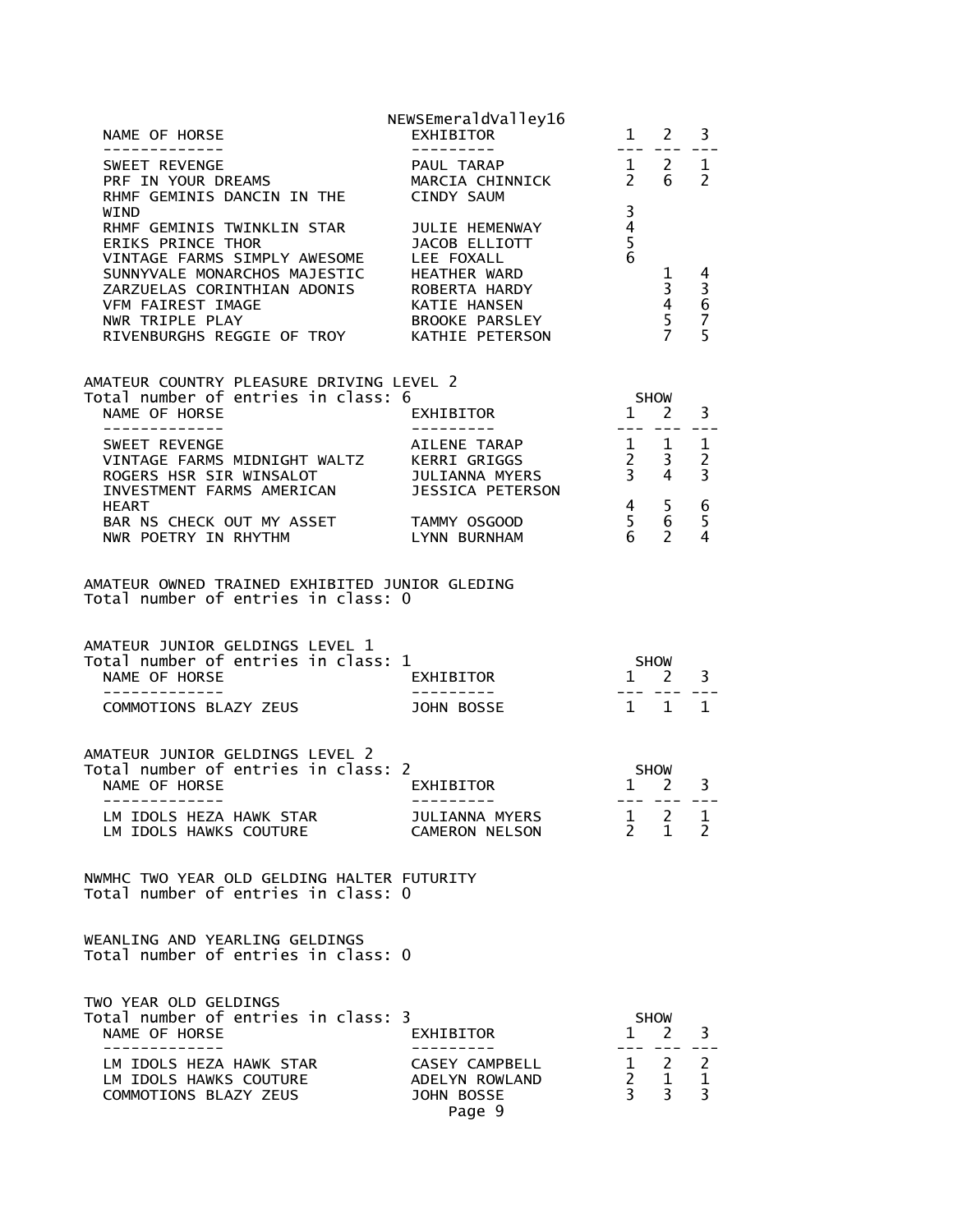| NAME OF HORSE | EXHIBITOR | 1 | 2 | 3 |
|---|---|---|---|---|
| SWEET REVENGE | PAUL TARAP | 1 | 2 | 1 |
| PRF IN YOUR DREAMS | MARCIA CHINNICK | 2 | 6 | 2 |
| RHMF GEMINIS DANCIN IN THE WIND | CINDY SAUM | 3 | | |
| RHMF GEMINIS TWINKLIN STAR | JULIE HEMENWAY | 4 | | |
| ERIKS PRINCE THOR | JACOB ELLIOTT | 5 | | |
| VINTAGE FARMS SIMPLY AWESOME | LEE FOXALL | 6 | | |
| SUNNYVALE MONARCHOS MAJESTIC | HEATHER WARD | | 1 | 4 |
| ZARZUELAS CORINTHIAN ADONIS | ROBERTA HARDY | | 3 | 3 |
| VFM FAIREST IMAGE | KATIE HANSEN | | 4 | 6 |
| NWR TRIPLE PLAY | BROOKE PARSLEY | | 5 | 7 |
| RIVENBURGHS REGGIE OF TROY | KATHIE PETERSON | | 7 | 5 |

## AMATEUR COUNTRY PLEASURE DRIVING LEVEL 2

Total number of entries in class: 6

| NAME OF HORSE | EXHIBITOR | SHOW 1 | 2 | 3 |
|---|---|---|---|---|
| SWEET REVENGE | AILENE TARAP | 1 | 1 | 1 |
| VINTAGE FARMS MIDNIGHT WALTZ | KERRI GRIGGS | 2 | 3 | 2 |
| ROGERS HSR SIR WINSALOT | JULIANNA MYERS | 3 | 4 | 3 |
| INVESTMENT FARMS AMERICAN HEART | JESSICA PETERSON | 4 | 5 | 6 |
| BAR NS CHECK OUT MY ASSET | TAMMY OSGOOD | 5 | 6 | 5 |
| NWR POETRY IN RHYTHM | LYNN BURNHAM | 6 | 2 | 4 |

## AMATEUR OWNED TRAINED EXHIBITED JUNIOR GLEDING

Total number of entries in class: 0

## AMATEUR JUNIOR GELDINGS LEVEL 1

Total number of entries in class: 1

| NAME OF HORSE | EXHIBITOR | SHOW 1 | 2 | 3 |
|---|---|---|---|---|
| COMMOTIONS BLAZY ZEUS | JOHN BOSSE | 1 | 1 | 1 |

## AMATEUR JUNIOR GELDINGS LEVEL 2

Total number of entries in class: 2

| NAME OF HORSE | EXHIBITOR | SHOW 1 | 2 | 3 |
|---|---|---|---|---|
| LM IDOLS HEZA HAWK STAR | JULIANNA MYERS | 1 | 2 | 1 |
| LM IDOLS HAWKS COUTURE | CAMERON NELSON | 2 | 1 | 2 |

## NWMHC TWO YEAR OLD GELDING HALTER FUTURITY

Total number of entries in class: 0

## WEANLING AND YEARLING GELDINGS

Total number of entries in class: 0

## TWO YEAR OLD GELDINGS

Total number of entries in class: 3

| NAME OF HORSE | EXHIBITOR | SHOW 1 | 2 | 3 |
|---|---|---|---|---|
| LM IDOLS HEZA HAWK STAR | CASEY CAMPBELL | 1 | 2 | 2 |
| LM IDOLS HAWKS COUTURE | ADELYN ROWLAND | 2 | 1 | 1 |
| COMMOTIONS BLAZY ZEUS | JOHN BOSSE | 3 | 3 | 3 |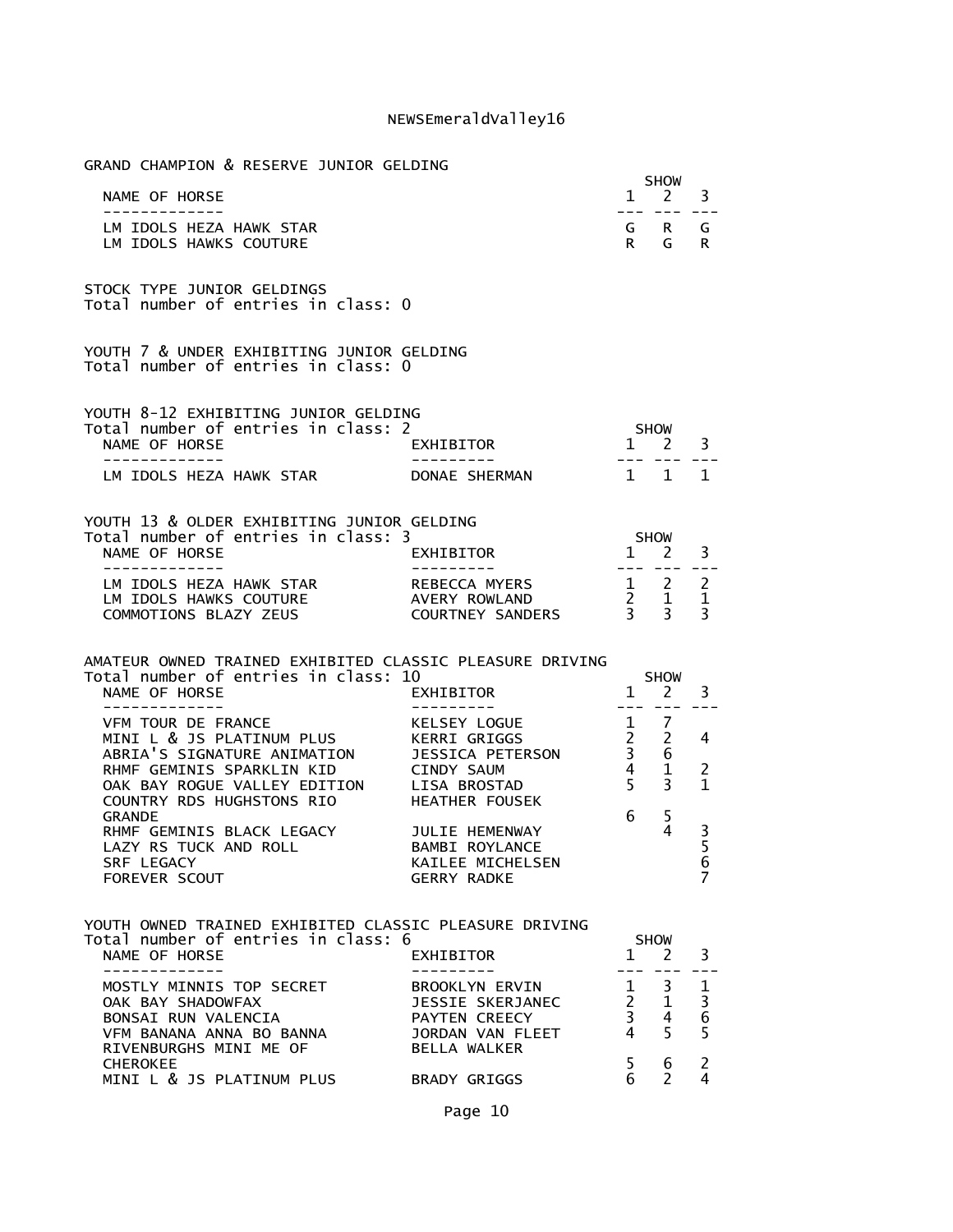## GRAND CHAMPION & RESERVE JUNIOR GELDING

| NAME OF HORSE | SHOW 1 | SHOW 2 | SHOW 3 |
|---|---|---|---|
| LM IDOLS HEZA HAWK STAR | G | R | G |
| LM IDOLS HAWKS COUTURE | R | G | R |

## STOCK TYPE JUNIOR GELDINGS

Total number of entries in class: 0

## YOUTH 7 & UNDER EXHIBITING JUNIOR GELDING

Total number of entries in class: 0

## YOUTH 8-12 EXHIBITING JUNIOR GELDING

Total number of entries in class: 2

| NAME OF HORSE | EXHIBITOR | SHOW 1 | SHOW 2 | SHOW 3 |
|---|---|---|---|---|
| LM IDOLS HEZA HAWK STAR | DONAE SHERMAN | 1 | 1 | 1 |

## YOUTH 13 & OLDER EXHIBITING JUNIOR GELDING

Total number of entries in class: 3

| NAME OF HORSE | EXHIBITOR | SHOW 1 | SHOW 2 | SHOW 3 |
|---|---|---|---|---|
| LM IDOLS HEZA HAWK STAR | REBECCA MYERS | 1 | 2 | 2 |
| LM IDOLS HAWKS COUTURE | AVERY ROWLAND | 2 | 1 | 1 |
| COMMOTIONS BLAZY ZEUS | COURTNEY SANDERS | 3 | 3 | 3 |

## AMATEUR OWNED TRAINED EXHIBITED CLASSIC PLEASURE DRIVING

Total number of entries in class: 10

| NAME OF HORSE | EXHIBITOR | SHOW 1 | SHOW 2 | SHOW 3 |
|---|---|---|---|---|
| VFM TOUR DE FRANCE | KELSEY LOGUE | 1 | 7 | |
| MINI L & JS PLATINUM PLUS | KERRI GRIGGS | 2 | 2 | 4 |
| ABRIA'S SIGNATURE ANIMATION | JESSICA PETERSON | 3 | 6 | |
| RHMF GEMINIS SPARKLIN KID | CINDY SAUM | 4 | 1 | 2 |
| OAK BAY ROGUE VALLEY EDITION | LISA BROSTAD | 5 | 3 | 1 |
| COUNTRY RDS HUGHSTONS RIO GRANDE | HEATHER FOUSEK | 6 | 5 | |
| RHMF GEMINIS BLACK LEGACY | JULIE HEMENWAY | | 4 | 3 |
| LAZY RS TUCK AND ROLL | BAMBI ROYLANCE | | | 5 |
| SRF LEGACY | KAILEE MICHELSEN | | | 6 |
| FOREVER SCOUT | GERRY RADKE | | | 7 |

## YOUTH OWNED TRAINED EXHIBITED CLASSIC PLEASURE DRIVING

Total number of entries in class: 6

| NAME OF HORSE | EXHIBITOR | SHOW 1 | SHOW 2 | SHOW 3 |
|---|---|---|---|---|
| MOSTLY MINNIS TOP SECRET | BROOKLYN ERVIN | 1 | 3 | 1 |
| OAK BAY SHADOWFAX | JESSIE SKERJANEC | 2 | 1 | 3 |
| BONSAI RUN VALENCIA | PAYTEN CREECY | 3 | 4 | 6 |
| VFM BANANA ANNA BO BANNA | JORDAN VAN FLEET | 4 | 5 | 5 |
| RIVENBURGHS MINI ME OF CHEROKEE | BELLA WALKER | 5 | 6 | 2 |
| MINI L & JS PLATINUM PLUS | BRADY GRIGGS | 6 | 2 | 4 |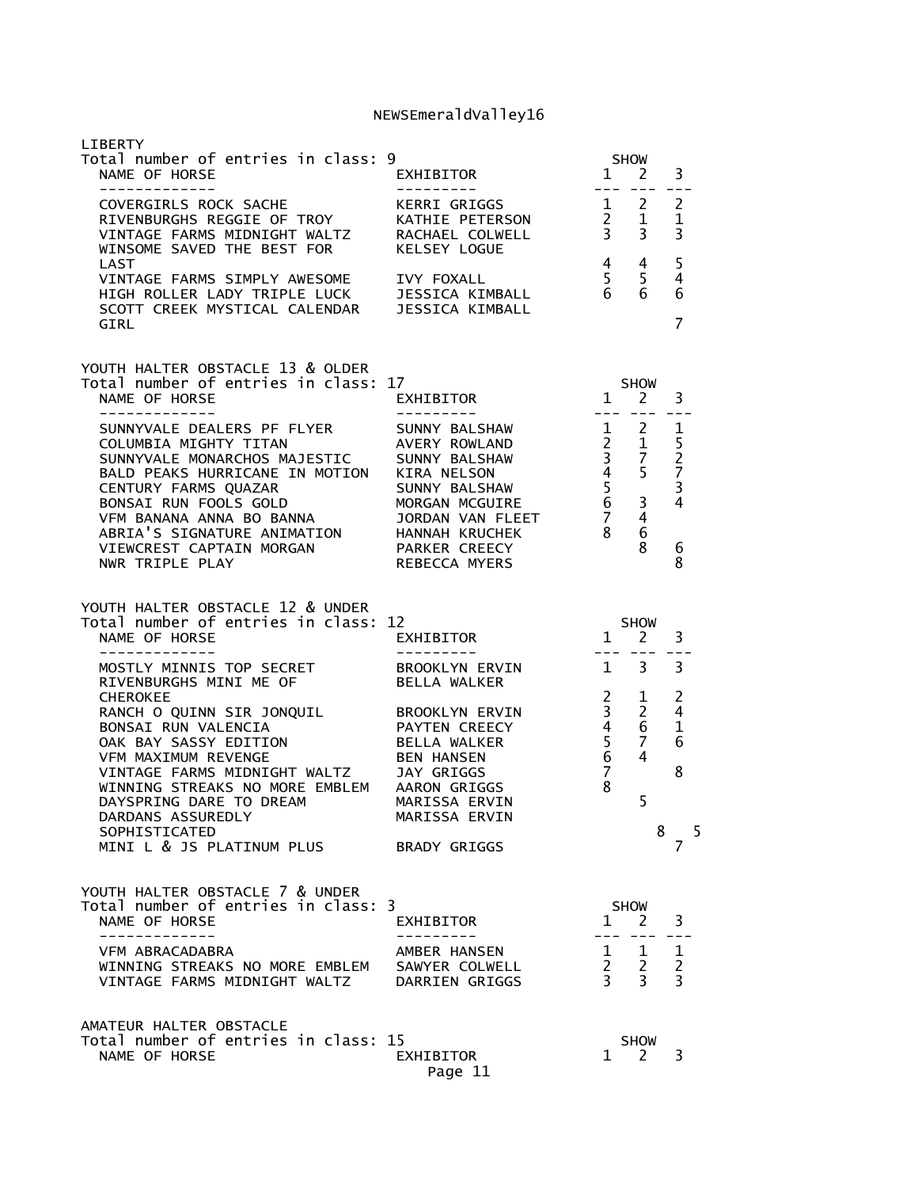## LIBERTY

Total number of entries in class: 9

| NAME OF HORSE | EXHIBITOR | SHOW 1 | SHOW 2 | SHOW 3 |
|---|---|---|---|---|
| COVERGIRLS ROCK SACHE | KERRI GRIGGS | 1 | 2 | 2 |
| RIVENBURGHS REGGIE OF TROY | KATHIE PETERSON | 2 | 1 | 1 |
| VINTAGE FARMS MIDNIGHT WALTZ | RACHAEL COLWELL | 3 | 3 | 3 |
| WINSOME SAVED THE BEST FOR LAST | KELSEY LOGUE | 4 | 4 | 5 |
| VINTAGE FARMS SIMPLY AWESOME | IVY FOXALL | 5 | 5 | 4 |
| HIGH ROLLER LADY TRIPLE LUCK | JESSICA KIMBALL | 6 | 6 | 6 |
| SCOTT CREEK MYSTICAL CALENDAR GIRL | JESSICA KIMBALL | | | 7 |

## YOUTH HALTER OBSTACLE 13 & OLDER

Total number of entries in class: 17

| NAME OF HORSE | EXHIBITOR | SHOW 1 | SHOW 2 | SHOW 3 |
|---|---|---|---|---|
| SUNNYVALE DEALERS PF FLYER | SUNNY BALSHAW | 1 | 2 | 1 |
| COLUMBIA MIGHTY TITAN | AVERY ROWLAND | 2 | 1 | 5 |
| SUNNYVALE MONARCHOS MAJESTIC | SUNNY BALSHAW | 3 | 7 | 2 |
| BALD PEAKS HURRICANE IN MOTION | KIRA NELSON | 4 | 5 | 7 |
| CENTURY FARMS QUAZAR | SUNNY BALSHAW | 5 | | 3 |
| BONSAI RUN FOOLS GOLD | MORGAN MCGUIRE | 6 | 3 | 4 |
| VFM BANANA ANNA BO BANNA | JORDAN VAN FLEET | 7 | 4 | |
| ABRIA'S SIGNATURE ANIMATION | HANNAH KRUCHEK | 8 | 6 | |
| VIEWCREST CAPTAIN MORGAN | PARKER CREECY | | 8 | 6 |
| NWR TRIPLE PLAY | REBECCA MYERS | | | 8 |

## YOUTH HALTER OBSTACLE 12 & UNDER

Total number of entries in class: 12

| NAME OF HORSE | EXHIBITOR | SHOW 1 | SHOW 2 | SHOW 3 |
|---|---|---|---|---|
| MOSTLY MINNIS TOP SECRET | BROOKLYN ERVIN | 1 | 3 | 3 |
| RIVENBURGHS MINI ME OF CHEROKEE | BELLA WALKER | 2 | 1 | 2 |
| RANCH O QUINN SIR JONQUIL | BROOKLYN ERVIN | 3 | 2 | 4 |
| BONSAI RUN VALENCIA | PAYTEN CREECY | 4 | 6 | 1 |
| OAK BAY SASSY EDITION | BELLA WALKER | 5 | 7 | 6 |
| VFM MAXIMUM REVENGE | BEN HANSEN | 6 | 4 | |
| VINTAGE FARMS MIDNIGHT WALTZ | JAY GRIGGS | 7 | | 8 |
| WINNING STREAKS NO MORE EMBLEM | AARON GRIGGS | 8 | | |
| DAYSPRING DARE TO DREAM | MARISSA ERVIN | | 5 | |
| DARDANS ASSUREDLY SOPHISTICATED | MARISSA ERVIN | | 8 | 5 |
| MINI L & JS PLATINUM PLUS | BRADY GRIGGS | | | 7 |

## YOUTH HALTER OBSTACLE 7 & UNDER

Total number of entries in class: 3

| NAME OF HORSE | EXHIBITOR | SHOW 1 | SHOW 2 | SHOW 3 |
|---|---|---|---|---|
| VFM ABRACADABRA | AMBER HANSEN | 1 | 1 | 1 |
| WINNING STREAKS NO MORE EMBLEM | SAWYER COLWELL | 2 | 2 | 2 |
| VINTAGE FARMS MIDNIGHT WALTZ | DARRIEN GRIGGS | 3 | 3 | 3 |

## AMATEUR HALTER OBSTACLE

Total number of entries in class: 15

| NAME OF HORSE | EXHIBITOR | SHOW 1 | SHOW 2 | SHOW 3 |
|---|---|---|---|---|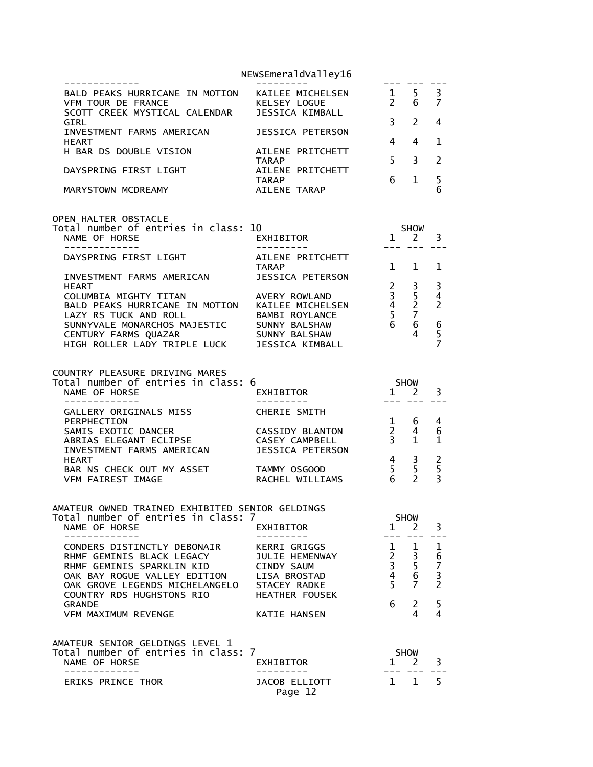| NAME OF HORSE | EXHIBITOR | 1 | 2 | 3 |
|---|---|---|---|---|
| BALD PEAKS HURRICANE IN MOTION | KAILEE MICHELSEN | 1 | 5 | 3 |
| VFM TOUR DE FRANCE | KELSEY LOGUE | 2 | 6 | 7 |
| SCOTT CREEK MYSTICAL CALENDAR GIRL | JESSICA KIMBALL | 3 | 2 | 4 |
| INVESTMENT FARMS AMERICAN HEART | JESSICA PETERSON | 4 | 4 | 1 |
| H BAR DS DOUBLE VISION | AILENE PRITCHETT TARAP | 5 | 3 | 2 |
| DAYSPRING FIRST LIGHT | AILENE PRITCHETT TARAP | 6 | 1 | 5 |
| MARYSTOWN MCDREAMY | AILENE TARAP | | | 6 |

OPEN HALTER OBSTACLE
Total number of entries in class: 10

| NAME OF HORSE | EXHIBITOR | SHOW 1 | 2 | 3 |
|---|---|---|---|---|
| DAYSPRING FIRST LIGHT | AILENE PRITCHETT TARAP | 1 | 1 | 1 |
| INVESTMENT FARMS AMERICAN HEART | JESSICA PETERSON | 2 | 3 | 3 |
| COLUMBIA MIGHTY TITAN | AVERY ROWLAND | 3 | 5 | 4 |
| BALD PEAKS HURRICANE IN MOTION | KAILEE MICHELSEN | 4 | 2 | 2 |
| LAZY RS TUCK AND ROLL | BAMBI ROYLANCE | 5 | 7 | |
| SUNNYVALE MONARCHOS MAJESTIC | SUNNY BALSHAW | 6 | 6 | 6 |
| CENTURY FARMS QUAZAR | SUNNY BALSHAW | | 4 | 5 |
| HIGH ROLLER LADY TRIPLE LUCK | JESSICA KIMBALL | | | 7 |

COUNTRY PLEASURE DRIVING MARES
Total number of entries in class: 6

| NAME OF HORSE | EXHIBITOR | SHOW 1 | 2 | 3 |
|---|---|---|---|---|
| GALLERY ORIGINALS MISS PERPHECTION | CHERIE SMITH | 1 | 6 | 4 |
| SAMIS EXOTIC DANCER | CASSIDY BLANTON | 2 | 4 | 6 |
| ABRIAS ELEGANT ECLIPSE | CASEY CAMPBELL | 3 | 1 | 1 |
| INVESTMENT FARMS AMERICAN HEART | JESSICA PETERSON | 4 | 3 | 2 |
| BAR NS CHECK OUT MY ASSET | TAMMY OSGOOD | 5 | 5 | 5 |
| VFM FAIREST IMAGE | RACHEL WILLIAMS | 6 | 2 | 3 |

AMATEUR OWNED TRAINED EXHIBITED SENIOR GELDINGS
Total number of entries in class: 7

| NAME OF HORSE | EXHIBITOR | SHOW 1 | 2 | 3 |
|---|---|---|---|---|
| CONDERS DISTINCTLY DEBONAIR | KERRI GRIGGS | 1 | 1 | 1 |
| RHMF GEMINIS BLACK LEGACY | JULIE HEMENWAY | 2 | 3 | 6 |
| RHMF GEMINIS SPARKLIN KID | CINDY SAUM | 3 | 5 | 7 |
| OAK BAY ROGUE VALLEY EDITION | LISA BROSTAD | 4 | 6 | 3 |
| OAK GROVE LEGENDS MICHELANGELO | STACEY RADKE | 5 | 7 | 2 |
| COUNTRY RDS HUGHSTONS RIO GRANDE | HEATHER FOUSEK | 6 | 2 | 5 |
| VFM MAXIMUM REVENGE | KATIE HANSEN | | 4 | 4 |

AMATEUR SENIOR GELDINGS LEVEL 1
Total number of entries in class: 7

| NAME OF HORSE | EXHIBITOR | SHOW 1 | 2 | 3 |
|---|---|---|---|---|
| ERIKS PRINCE THOR | JACOB ELLIOTT | 1 | 1 | 5 |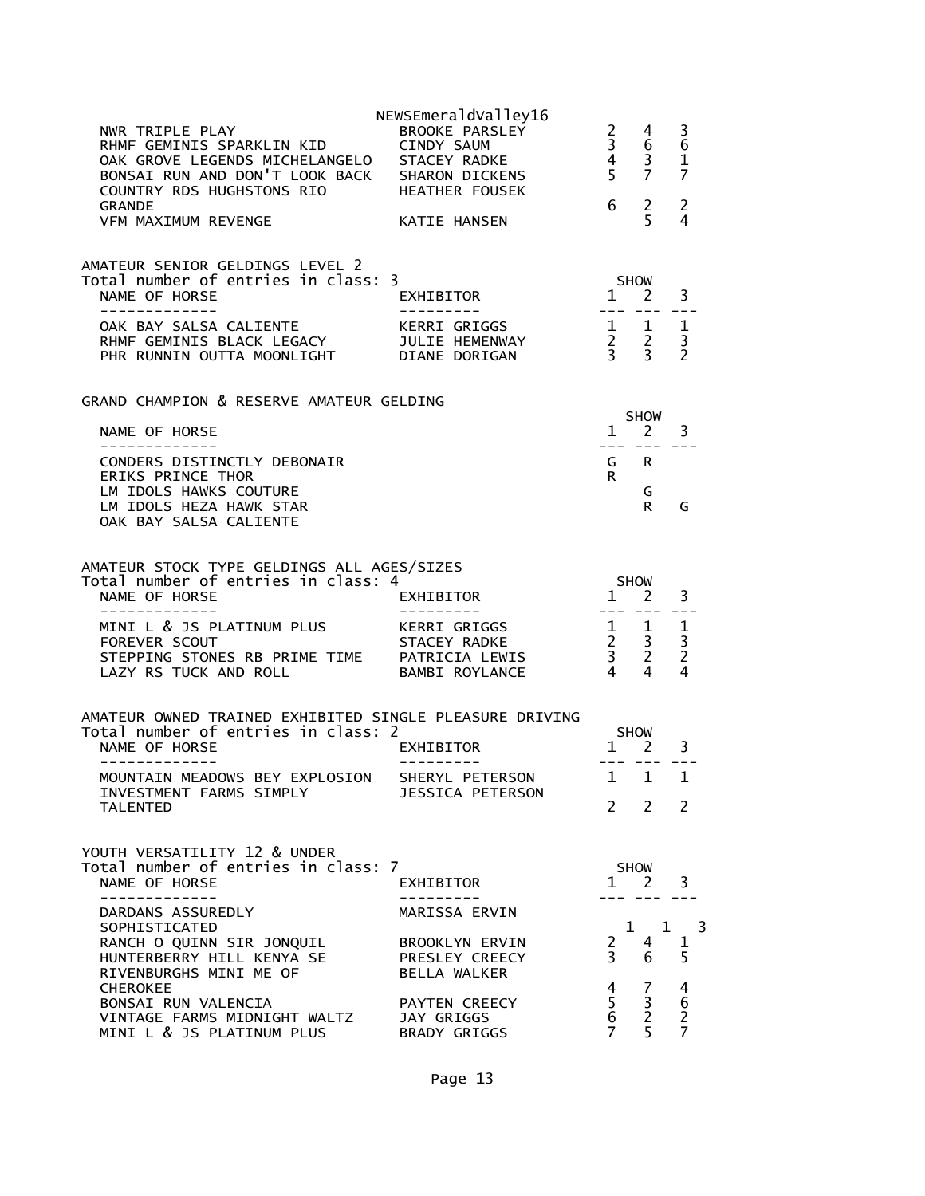NEWSEmeraldValley16

| NAME OF HORSE | EXHIBITOR | SHOW 1 | 2 | 3 |
|---|---|---|---|---|
| NWR TRIPLE PLAY | BROOKE PARSLEY | 2 | 4 | 3 |
| RHMF GEMINIS SPARKLIN KID | CINDY SAUM | 3 | 6 | 6 |
| OAK GROVE LEGENDS MICHELANGELO | STACEY RADKE | 4 | 3 | 1 |
| BONSAI RUN AND DON'T LOOK BACK | SHARON DICKENS | 5 | 7 | 7 |
| COUNTRY RDS HUGHSTONS RIO GRANDE | HEATHER FOUSEK | 6 | 2 | 2 |
| VFM MAXIMUM REVENGE | KATIE HANSEN | | 5 | 4 |

## AMATEUR SENIOR GELDINGS LEVEL 2

Total number of entries in class: 3

| NAME OF HORSE | EXHIBITOR | SHOW 1 | 2 | 3 |
|---|---|---|---|---|
| OAK BAY SALSA CALIENTE | KERRI GRIGGS | 1 | 1 | 1 |
| RHMF GEMINIS BLACK LEGACY | JULIE HEMENWAY | 2 | 2 | 3 |
| PHR RUNNIN OUTTA MOONLIGHT | DIANE DORIGAN | 3 | 3 | 2 |

## GRAND CHAMPION & RESERVE AMATEUR GELDING

| NAME OF HORSE | SHOW 1 | 2 | 3 |
|---|---|---|---|
| CONDERS DISTINCTLY DEBONAIR | G | R | |
| ERIKS PRINCE THOR | R | | |
| LM IDOLS HAWKS COUTURE | | G | |
| LM IDOLS HEZA HAWK STAR | | R | G |
| OAK BAY SALSA CALIENTE | | | |

## AMATEUR STOCK TYPE GELDINGS ALL AGES/SIZES

Total number of entries in class: 4

| NAME OF HORSE | EXHIBITOR | SHOW 1 | 2 | 3 |
|---|---|---|---|---|
| MINI L & JS PLATINUM PLUS | KERRI GRIGGS | 1 | 1 | 1 |
| FOREVER SCOUT | STACEY RADKE | 2 | 3 | 3 |
| STEPPING STONES RB PRIME TIME | PATRICIA LEWIS | 3 | 2 | 2 |
| LAZY RS TUCK AND ROLL | BAMBI ROYLANCE | 4 | 4 | 4 |

## AMATEUR OWNED TRAINED EXHIBITED SINGLE PLEASURE DRIVING

Total number of entries in class: 2

| NAME OF HORSE | EXHIBITOR | SHOW 1 | 2 | 3 |
|---|---|---|---|---|
| MOUNTAIN MEADOWS BEY EXPLOSION | SHERYL PETERSON | 1 | 1 | 1 |
| INVESTMENT FARMS SIMPLY TALENTED | JESSICA PETERSON | 2 | 2 | 2 |

## YOUTH VERSATILITY 12 & UNDER

Total number of entries in class: 7

| NAME OF HORSE | EXHIBITOR | SHOW 1 | 2 | 3 |
|---|---|---|---|---|
| DARDANS ASSUREDLY SOPHISTICATED | MARISSA ERVIN | 1 | 1 | 3 |
| RANCH O QUINN SIR JONQUIL | BROOKLYN ERVIN | 2 | 4 | 1 |
| HUNTERBERRY HILL KENYA SE | PRESLEY CREECY | 3 | 6 | 5 |
| RIVENBURGHS MINI ME OF CHEROKEE | BELLA WALKER | 4 | 7 | 4 |
| BONSAI RUN VALENCIA | PAYTEN CREECY | 5 | 3 | 6 |
| VINTAGE FARMS MIDNIGHT WALTZ | JAY GRIGGS | 6 | 2 | 2 |
| MINI L & JS PLATINUM PLUS | BRADY GRIGGS | 7 | 5 | 7 |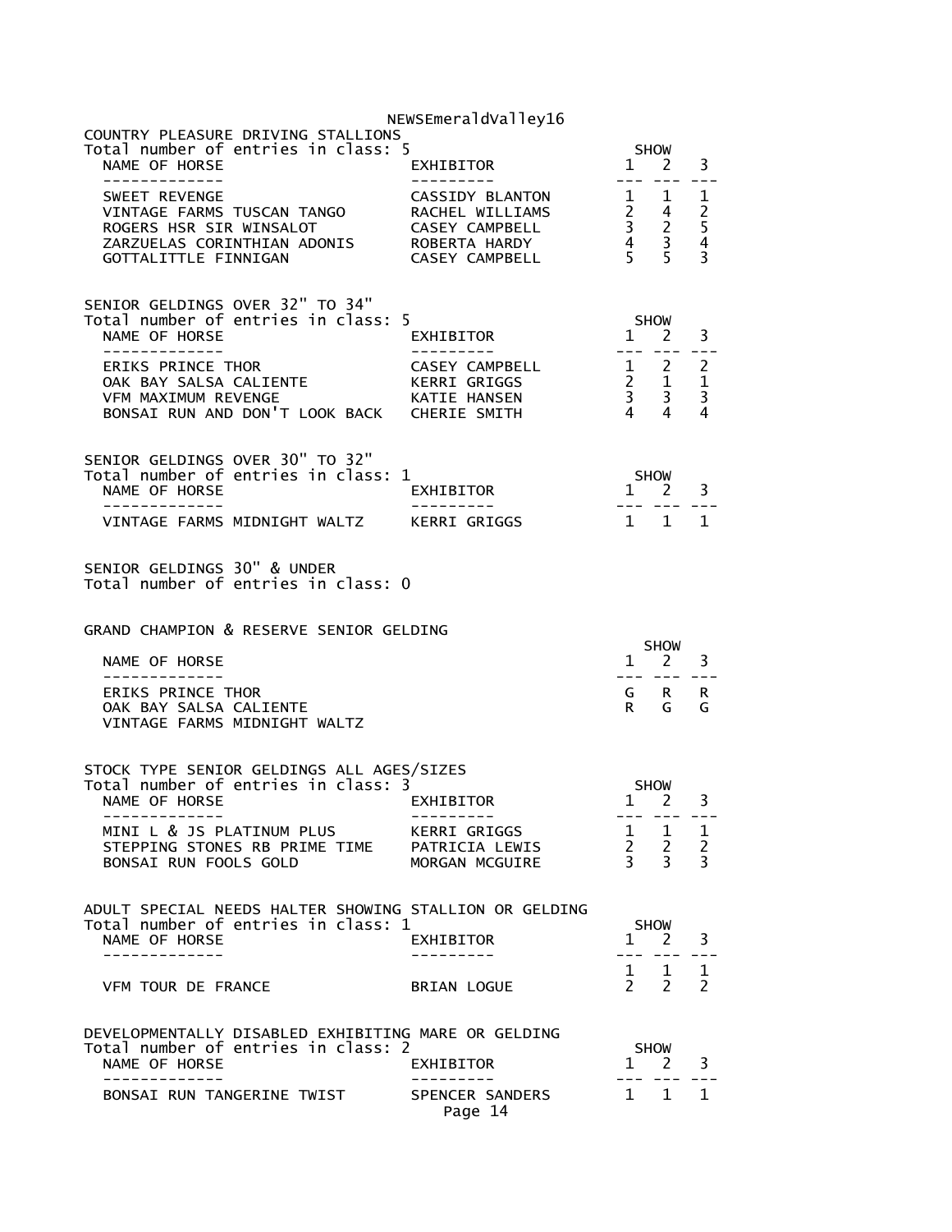## COUNTRY PLEASURE DRIVING STALLIONS

Total number of entries in class: 5

| NAME OF HORSE | EXHIBITOR | SHOW 1 | SHOW 2 | SHOW 3 |
|---|---|---|---|---|
| SWEET REVENGE | CASSIDY BLANTON | 1 | 1 | 1 |
| VINTAGE FARMS TUSCAN TANGO | RACHEL WILLIAMS | 2 | 4 | 2 |
| ROGERS HSR SIR WINSALOT | CASEY CAMPBELL | 3 | 2 | 5 |
| ZARZUELAS CORINTHIAN ADONIS | ROBERTA HARDY | 4 | 3 | 4 |
| GOTTALITTLE FINNIGAN | CASEY CAMPBELL | 5 | 5 | 3 |

## SENIOR GELDINGS OVER 32" TO 34"

Total number of entries in class: 5

| NAME OF HORSE | EXHIBITOR | SHOW 1 | SHOW 2 | SHOW 3 |
|---|---|---|---|---|
| ERIKS PRINCE THOR | CASEY CAMPBELL | 1 | 2 | 2 |
| OAK BAY SALSA CALIENTE | KERRI GRIGGS | 2 | 1 | 1 |
| VFM MAXIMUM REVENGE | KATIE HANSEN | 3 | 3 | 3 |
| BONSAI RUN AND DON'T LOOK BACK | CHERIE SMITH | 4 | 4 | 4 |

## SENIOR GELDINGS OVER 30" TO 32"

Total number of entries in class: 1

| NAME OF HORSE | EXHIBITOR | SHOW 1 | SHOW 2 | SHOW 3 |
|---|---|---|---|---|
| VINTAGE FARMS MIDNIGHT WALTZ | KERRI GRIGGS | 1 | 1 | 1 |

## SENIOR GELDINGS 30" & UNDER

Total number of entries in class: 0

## GRAND CHAMPION & RESERVE SENIOR GELDING

| NAME OF HORSE | SHOW 1 | SHOW 2 | SHOW 3 |
|---|---|---|---|
| ERIKS PRINCE THOR | G | R | R |
| OAK BAY SALSA CALIENTE | R | G | G |
| VINTAGE FARMS MIDNIGHT WALTZ | | | |

## STOCK TYPE SENIOR GELDINGS ALL AGES/SIZES

Total number of entries in class: 3

| NAME OF HORSE | EXHIBITOR | SHOW 1 | SHOW 2 | SHOW 3 |
|---|---|---|---|---|
| MINI L & JS PLATINUM PLUS | KERRI GRIGGS | 1 | 1 | 1 |
| STEPPING STONES RB PRIME TIME | PATRICIA LEWIS | 2 | 2 | 2 |
| BONSAI RUN FOOLS GOLD | MORGAN MCGUIRE | 3 | 3 | 3 |

## ADULT SPECIAL NEEDS HALTER SHOWING STALLION OR GELDING

Total number of entries in class: 1

| NAME OF HORSE | EXHIBITOR | SHOW 1 | SHOW 2 | SHOW 3 |
|---|---|---|---|---|
| | | 1 | 1 | 1 |
| VFM TOUR DE FRANCE | BRIAN LOGUE | 2 | 2 | 2 |

## DEVELOPMENTALLY DISABLED EXHIBITING MARE OR GELDING

Total number of entries in class: 2

| NAME OF HORSE | EXHIBITOR | SHOW 1 | SHOW 2 | SHOW 3 |
|---|---|---|---|---|
| BONSAI RUN TANGERINE TWIST | SPENCER SANDERS | 1 | 1 | 1 |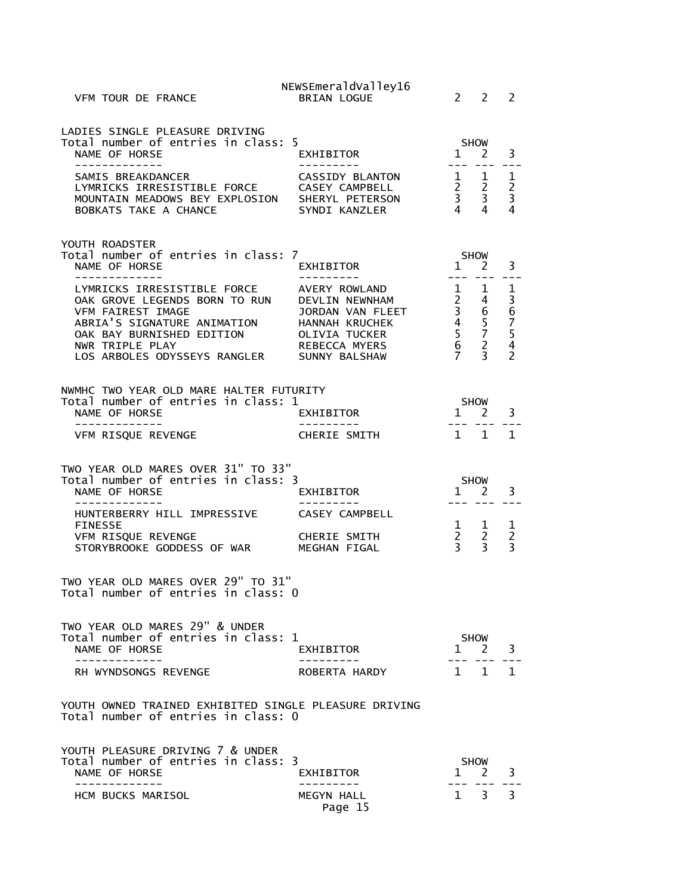| | | | | |
|---|---|---|---|---|
| VFM TOUR DE FRANCE | BRIAN LOGUE | 2 | 2 | 2 |

## LADIES SINGLE PLEASURE DRIVING

Total number of entries in class: 5

| NAME OF HORSE | EXHIBITOR | SHOW 1 | 2 | 3 |
|---|---|---|---|---|
| SAMIS BREAKDANCER | CASSIDY BLANTON | 1 | 1 | 1 |
| LYMRICKS IRRESISTIBLE FORCE | CASEY CAMPBELL | 2 | 2 | 2 |
| MOUNTAIN MEADOWS BEY EXPLOSION | SHERYL PETERSON | 3 | 3 | 3 |
| BOBKATS TAKE A CHANCE | SYNDI KANZLER | 4 | 4 | 4 |

## YOUTH ROADSTER

Total number of entries in class: 7

| NAME OF HORSE | EXHIBITOR | SHOW 1 | 2 | 3 |
|---|---|---|---|---|
| LYMRICKS IRRESISTIBLE FORCE | AVERY ROWLAND | 1 | 1 | 1 |
| OAK GROVE LEGENDS BORN TO RUN | DEVLIN NEWNHAM | 2 | 4 | 3 |
| VFM FAIREST IMAGE | JORDAN VAN FLEET | 3 | 6 | 6 |
| ABRIA'S SIGNATURE ANIMATION | HANNAH KRUCHEK | 4 | 5 | 7 |
| OAK BAY BURNISHED EDITION | OLIVIA TUCKER | 5 | 7 | 5 |
| NWR TRIPLE PLAY | REBECCA MYERS | 6 | 2 | 4 |
| LOS ARBOLES ODYSSEYS RANGLER | SUNNY BALSHAW | 7 | 3 | 2 |

## NWMHC TWO YEAR OLD MARE HALTER FUTURITY

Total number of entries in class: 1

| NAME OF HORSE | EXHIBITOR | SHOW 1 | 2 | 3 |
|---|---|---|---|---|
| VFM RISQUE REVENGE | CHERIE SMITH | 1 | 1 | 1 |

## TWO YEAR OLD MARES OVER 31" TO 33"

Total number of entries in class: 3

| NAME OF HORSE | EXHIBITOR | SHOW 1 | 2 | 3 |
|---|---|---|---|---|
| HUNTERBERRY HILL IMPRESSIVE FINESSE | CASEY CAMPBELL | 1 | 1 | 1 |
| VFM RISQUE REVENGE | CHERIE SMITH | 2 | 2 | 2 |
| STORYBROOKE GODDESS OF WAR | MEGHAN FIGAL | 3 | 3 | 3 |

## TWO YEAR OLD MARES OVER 29" TO 31"

Total number of entries in class: 0

## TWO YEAR OLD MARES 29" & UNDER

Total number of entries in class: 1

| NAME OF HORSE | EXHIBITOR | SHOW 1 | 2 | 3 |
|---|---|---|---|---|
| RH WYNDSONGS REVENGE | ROBERTA HARDY | 1 | 1 | 1 |

## YOUTH OWNED TRAINED EXHIBITED SINGLE PLEASURE DRIVING

Total number of entries in class: 0

## YOUTH PLEASURE DRIVING 7 & UNDER

Total number of entries in class: 3

| NAME OF HORSE | EXHIBITOR | SHOW 1 | 2 | 3 |
|---|---|---|---|---|
| HCM BUCKS MARISOL | MEGYN HALL | 1 | 3 | 3 |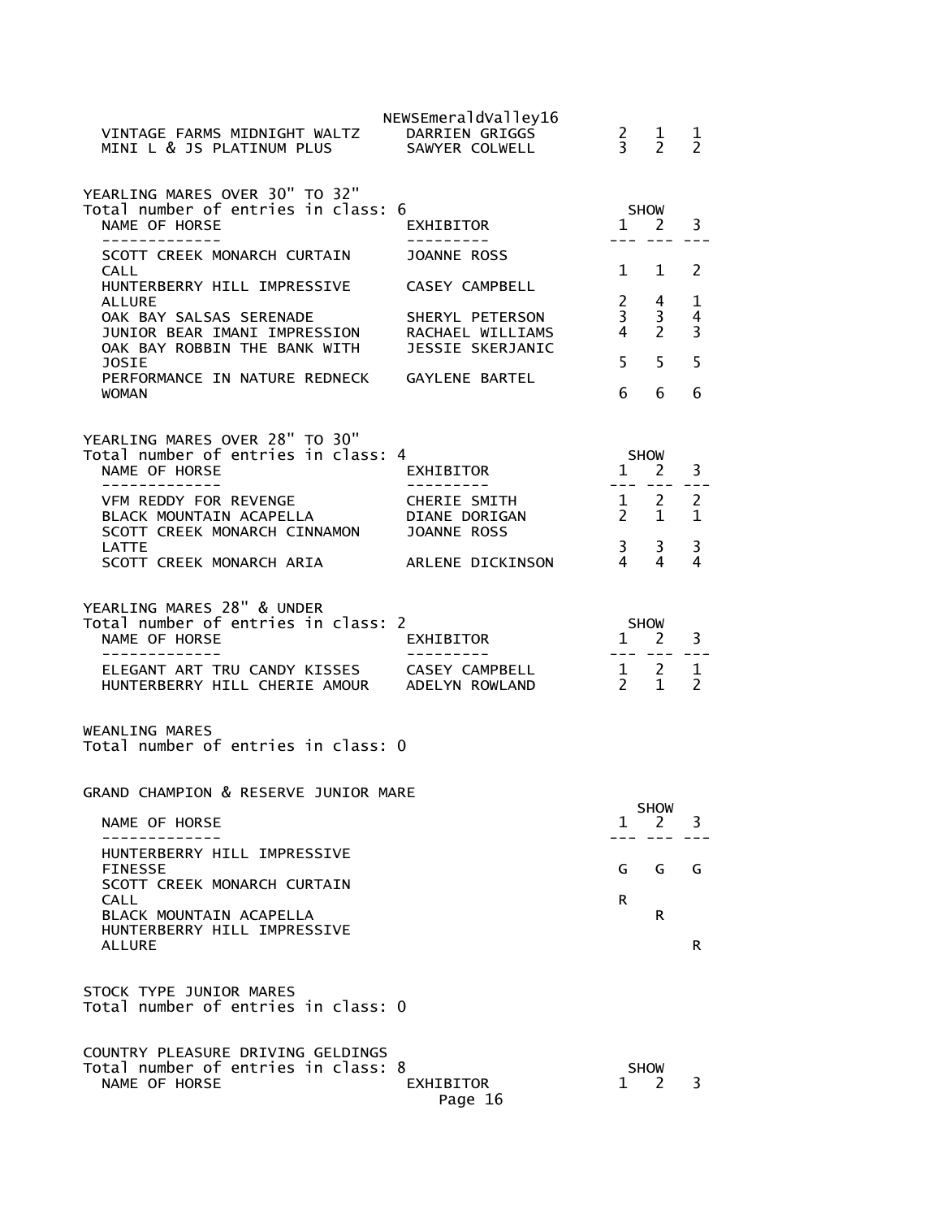| NAME OF HORSE | EXHIBITOR | SHOW 1 | 2 | 3 |
|---|---|---|---|---|
| VINTAGE FARMS MIDNIGHT WALTZ | DARRIEN GRIGGS | 2 | 1 | 1 |
| MINI L & JS PLATINUM PLUS | SAWYER COLWELL | 3 | 2 | 2 |

YEARLING MARES OVER 30" TO 32"
Total number of entries in class: 6

| NAME OF HORSE | EXHIBITOR | SHOW 1 | 2 | 3 |
|---|---|---|---|---|
| SCOTT CREEK MONARCH CURTAIN CALL | JOANNE ROSS | 1 | 1 | 2 |
| HUNTERBERRY HILL IMPRESSIVE ALLURE | CASEY CAMPBELL | 2 | 4 | 1 |
| OAK BAY SALSAS SERENADE | SHERYL PETERSON | 3 | 3 | 4 |
| JUNIOR BEAR IMANI IMPRESSION | RACHAEL WILLIAMS | 4 | 2 | 3 |
| OAK BAY ROBBIN THE BANK WITH JOSIE | JESSIE SKERJANIC | 5 | 5 | 5 |
| PERFORMANCE IN NATURE REDNECK WOMAN | GAYLENE BARTEL | 6 | 6 | 6 |

YEARLING MARES OVER 28" TO 30"
Total number of entries in class: 4

| NAME OF HORSE | EXHIBITOR | SHOW 1 | 2 | 3 |
|---|---|---|---|---|
| VFM REDDY FOR REVENGE | CHERIE SMITH | 1 | 2 | 2 |
| BLACK MOUNTAIN ACAPELLA | DIANE DORIGAN | 2 | 1 | 1 |
| SCOTT CREEK MONARCH CINNAMON LATTE | JOANNE ROSS | 3 | 3 | 3 |
| SCOTT CREEK MONARCH ARIA | ARLENE DICKINSON | 4 | 4 | 4 |

YEARLING MARES 28" & UNDER
Total number of entries in class: 2

| NAME OF HORSE | EXHIBITOR | SHOW 1 | 2 | 3 |
|---|---|---|---|---|
| ELEGANT ART TRU CANDY KISSES | CASEY CAMPBELL | 1 | 2 | 1 |
| HUNTERBERRY HILL CHERIE AMOUR | ADELYN ROWLAND | 2 | 1 | 2 |

WEANLING MARES
Total number of entries in class: 0

GRAND CHAMPION & RESERVE JUNIOR MARE

| NAME OF HORSE | SHOW 1 | 2 | 3 |
|---|---|---|---|
| HUNTERBERRY HILL IMPRESSIVE FINESSE | G | G | G |
| SCOTT CREEK MONARCH CURTAIN CALL | R | | |
| BLACK MOUNTAIN ACAPELLA | | R | |
| HUNTERBERRY HILL IMPRESSIVE ALLURE | | | R |

STOCK TYPE JUNIOR MARES
Total number of entries in class: 0

COUNTRY PLEASURE DRIVING GELDINGS
Total number of entries in class: 8

| NAME OF HORSE | EXHIBITOR | SHOW 1 | 2 | 3 |
|---|---|---|---|---|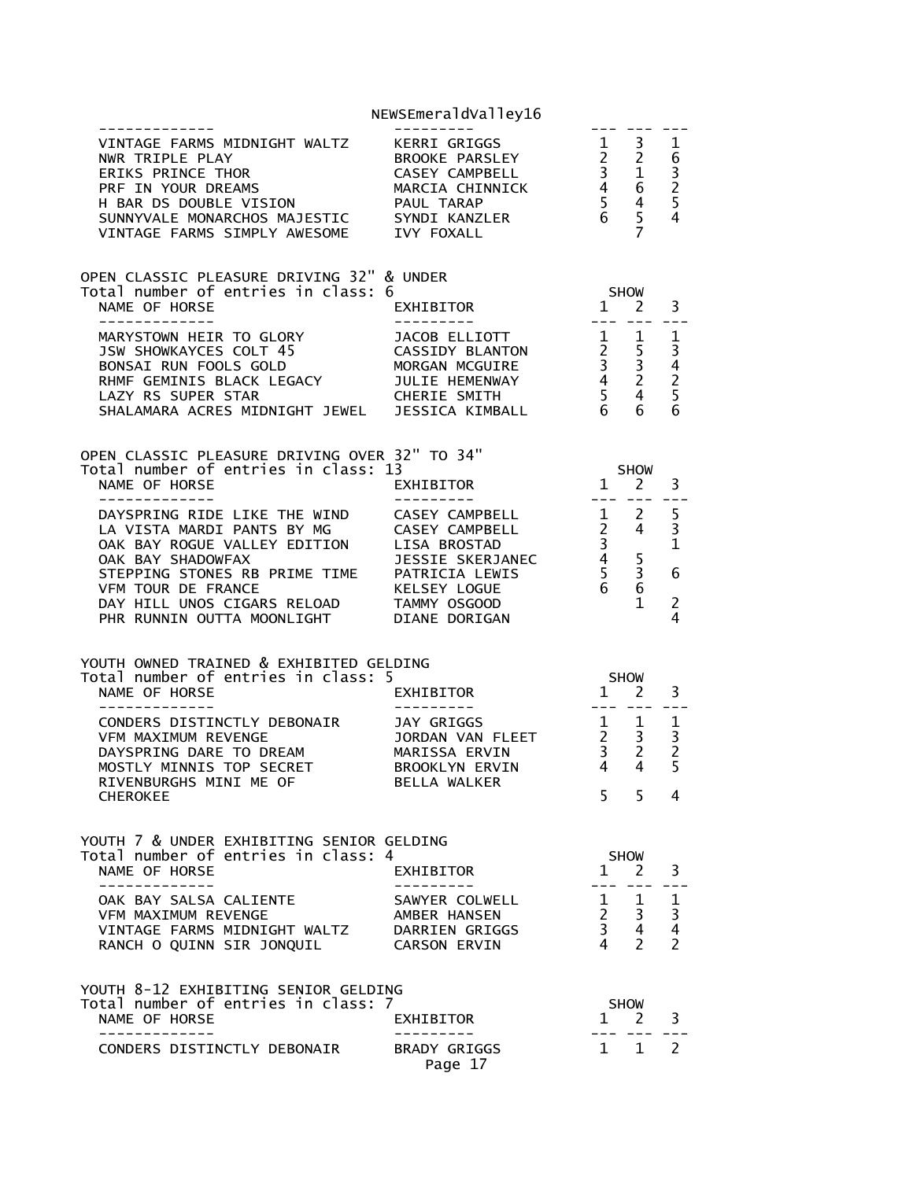| NAME OF HORSE | EXHIBITOR | 1 | 2 | 3 |
|---|---|---|---|---|
| VINTAGE FARMS MIDNIGHT WALTZ | KERRI GRIGGS | 1 | 3 | 1 |
| NWR TRIPLE PLAY | BROOKE PARSLEY | 2 | 2 | 6 |
| ERIKS PRINCE THOR | CASEY CAMPBELL | 3 | 1 | 3 |
| PRF IN YOUR DREAMS | MARCIA CHINNICK | 4 | 6 | 2 |
| H BAR DS DOUBLE VISION | PAUL TARAP | 5 | 4 | 5 |
| SUNNYVALE MONARCHOS MAJESTIC | SYNDI KANZLER | 6 | 5 | 4 |
| VINTAGE FARMS SIMPLY AWESOME | IVY FOXALL | | 7 | |

## OPEN CLASSIC PLEASURE DRIVING 32" & UNDER

Total number of entries in class: 6

| NAME OF HORSE | EXHIBITOR | SHOW 1 | 2 | 3 |
|---|---|---|---|---|
| MARYSTOWN HEIR TO GLORY | JACOB ELLIOTT | 1 | 1 | 1 |
| JSW SHOWKAYCES COLT 45 | CASSIDY BLANTON | 2 | 5 | 3 |
| BONSAI RUN FOOLS GOLD | MORGAN MCGUIRE | 3 | 3 | 4 |
| RHMF GEMINIS BLACK LEGACY | JULIE HEMENWAY | 4 | 2 | 2 |
| LAZY RS SUPER STAR | CHERIE SMITH | 5 | 4 | 5 |
| SHALAMARA ACRES MIDNIGHT JEWEL | JESSICA KIMBALL | 6 | 6 | 6 |

## OPEN CLASSIC PLEASURE DRIVING OVER 32" TO 34"

Total number of entries in class: 13

| NAME OF HORSE | EXHIBITOR | SHOW 1 | 2 | 3 |
|---|---|---|---|---|
| DAYSPRING RIDE LIKE THE WIND | CASEY CAMPBELL | 1 | 2 | 5 |
| LA VISTA MARDI PANTS BY MG | CASEY CAMPBELL | 2 | 4 | 3 |
| OAK BAY ROGUE VALLEY EDITION | LISA BROSTAD | 3 | | 1 |
| OAK BAY SHADOWFAX | JESSIE SKERJANEC | 4 | 5 | |
| STEPPING STONES RB PRIME TIME | PATRICIA LEWIS | 5 | 3 | 6 |
| VFM TOUR DE FRANCE | KELSEY LOGUE | 6 | 6 | |
| DAY HILL UNOS CIGARS RELOAD | TAMMY OSGOOD | | 1 | 2 |
| PHR RUNNIN OUTTA MOONLIGHT | DIANE DORIGAN | | | 4 |

## YOUTH OWNED TRAINED & EXHIBITED GELDING

Total number of entries in class: 5

| NAME OF HORSE | EXHIBITOR | SHOW 1 | 2 | 3 |
|---|---|---|---|---|
| CONDERS DISTINCTLY DEBONAIR | JAY GRIGGS | 1 | 1 | 1 |
| VFM MAXIMUM REVENGE | JORDAN VAN FLEET | 2 | 3 | 3 |
| DAYSPRING DARE TO DREAM | MARISSA ERVIN | 3 | 2 | 2 |
| MOSTLY MINNIS TOP SECRET | BROOKLYN ERVIN | 4 | 4 | 5 |
| RIVENBURGHS MINI ME OF CHEROKEE | BELLA WALKER | 5 | 5 | 4 |

## YOUTH 7 & UNDER EXHIBITING SENIOR GELDING

Total number of entries in class: 4

| NAME OF HORSE | EXHIBITOR | SHOW 1 | 2 | 3 |
|---|---|---|---|---|
| OAK BAY SALSA CALIENTE | SAWYER COLWELL | 1 | 1 | 1 |
| VFM MAXIMUM REVENGE | AMBER HANSEN | 2 | 3 | 3 |
| VINTAGE FARMS MIDNIGHT WALTZ | DARRIEN GRIGGS | 3 | 4 | 4 |
| RANCH O QUINN SIR JONQUIL | CARSON ERVIN | 4 | 2 | 2 |

## YOUTH 8-12 EXHIBITING SENIOR GELDING

Total number of entries in class: 7

| NAME OF HORSE | EXHIBITOR | SHOW 1 | 2 | 3 |
|---|---|---|---|---|
| CONDERS DISTINCTLY DEBONAIR | BRADY GRIGGS | 1 | 1 | 2 |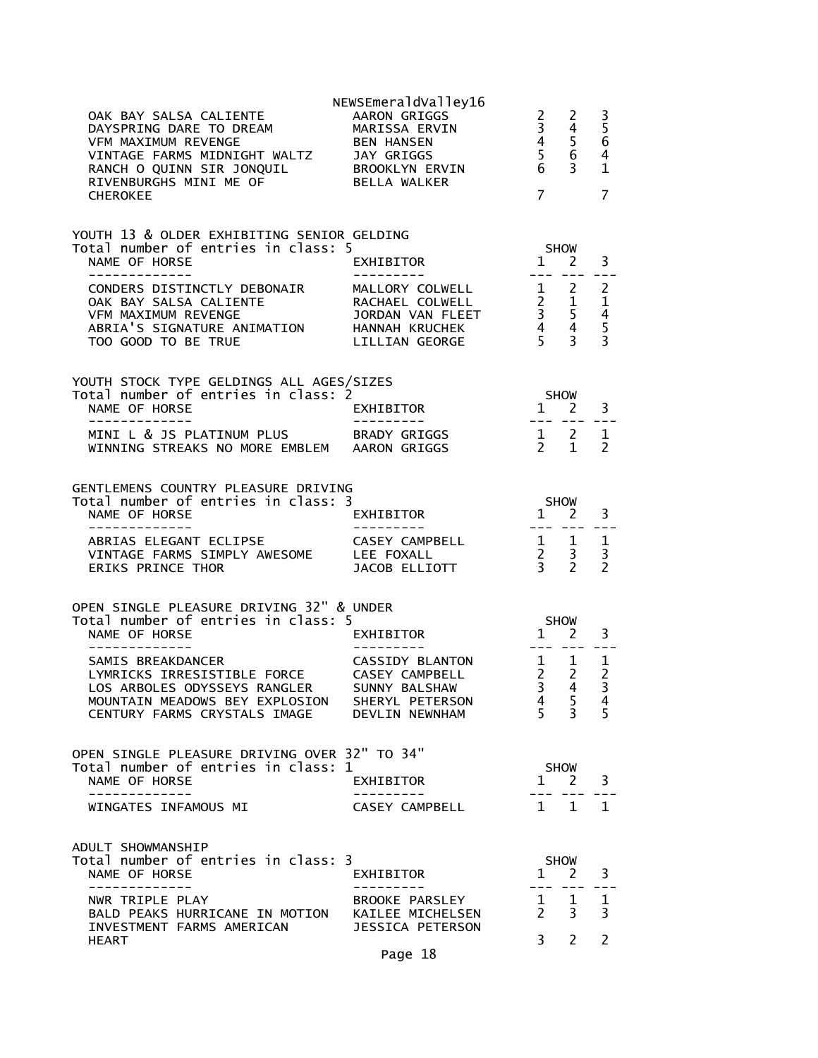NEWSEmeraldValley16

| NAME OF HORSE | EXHIBITOR | 1 | 2 | 3 |
| --- | --- | --- | --- | --- |
| OAK BAY SALSA CALIENTE | AARON GRIGGS | 2 | 2 | 3 |
| DAYSPRING DARE TO DREAM | MARISSA ERVIN | 3 | 4 | 5 |
| VFM MAXIMUM REVENGE | BEN HANSEN | 4 | 5 | 6 |
| VINTAGE FARMS MIDNIGHT WALTZ | JAY GRIGGS | 5 | 6 | 4 |
| RANCH O QUINN SIR JONQUIL | BROOKLYN ERVIN | 6 | 3 | 1 |
| RIVENBURGHS MINI ME OF CHEROKEE | BELLA WALKER | 7 | | 7 |

YOUTH 13 & OLDER EXHIBITING SENIOR GELDING
Total number of entries in class: 5

| NAME OF HORSE | EXHIBITOR | SHOW 1 | 2 | 3 |
| --- | --- | --- | --- | --- |
| CONDERS DISTINCTLY DEBONAIR | MALLORY COLWELL | 1 | 2 | 2 |
| OAK BAY SALSA CALIENTE | RACHAEL COLWELL | 2 | 1 | 1 |
| VFM MAXIMUM REVENGE | JORDAN VAN FLEET | 3 | 5 | 4 |
| ABRIA'S SIGNATURE ANIMATION | HANNAH KRUCHEK | 4 | 4 | 5 |
| TOO GOOD TO BE TRUE | LILLIAN GEORGE | 5 | 3 | 3 |

YOUTH STOCK TYPE GELDINGS ALL AGES/SIZES
Total number of entries in class: 2

| NAME OF HORSE | EXHIBITOR | SHOW 1 | 2 | 3 |
| --- | --- | --- | --- | --- |
| MINI L & JS PLATINUM PLUS | BRADY GRIGGS | 1 | 2 | 1 |
| WINNING STREAKS NO MORE EMBLEM | AARON GRIGGS | 2 | 1 | 2 |

GENTLEMENS COUNTRY PLEASURE DRIVING
Total number of entries in class: 3

| NAME OF HORSE | EXHIBITOR | SHOW 1 | 2 | 3 |
| --- | --- | --- | --- | --- |
| ABRIAS ELEGANT ECLIPSE | CASEY CAMPBELL | 1 | 1 | 1 |
| VINTAGE FARMS SIMPLY AWESOME | LEE FOXALL | 2 | 3 | 3 |
| ERIKS PRINCE THOR | JACOB ELLIOTT | 3 | 2 | 2 |

OPEN SINGLE PLEASURE DRIVING 32" & UNDER
Total number of entries in class: 5

| NAME OF HORSE | EXHIBITOR | SHOW 1 | 2 | 3 |
| --- | --- | --- | --- | --- |
| SAMIS BREAKDANCER | CASSIDY BLANTON | 1 | 1 | 1 |
| LYMRICKS IRRESISTIBLE FORCE | CASEY CAMPBELL | 2 | 2 | 2 |
| LOS ARBOLES ODYSSEYS RANGLER | SUNNY BALSHAW | 3 | 4 | 3 |
| MOUNTAIN MEADOWS BEY EXPLOSION | SHERYL PETERSON | 4 | 5 | 4 |
| CENTURY FARMS CRYSTALS IMAGE | DEVLIN NEWNHAM | 5 | 3 | 5 |

OPEN SINGLE PLEASURE DRIVING OVER 32" TO 34"
Total number of entries in class: 1

| NAME OF HORSE | EXHIBITOR | SHOW 1 | 2 | 3 |
| --- | --- | --- | --- | --- |
| WINGATES INFAMOUS MI | CASEY CAMPBELL | 1 | 1 | 1 |

ADULT SHOWMANSHIP
Total number of entries in class: 3

| NAME OF HORSE | EXHIBITOR | SHOW 1 | 2 | 3 |
| --- | --- | --- | --- | --- |
| NWR TRIPLE PLAY | BROOKE PARSLEY | 1 | 1 | 1 |
| BALD PEAKS HURRICANE IN MOTION | KAILEE MICHELSEN | 2 | 3 | 3 |
| INVESTMENT FARMS AMERICAN HEART | JESSICA PETERSON | 3 | 2 | 2 |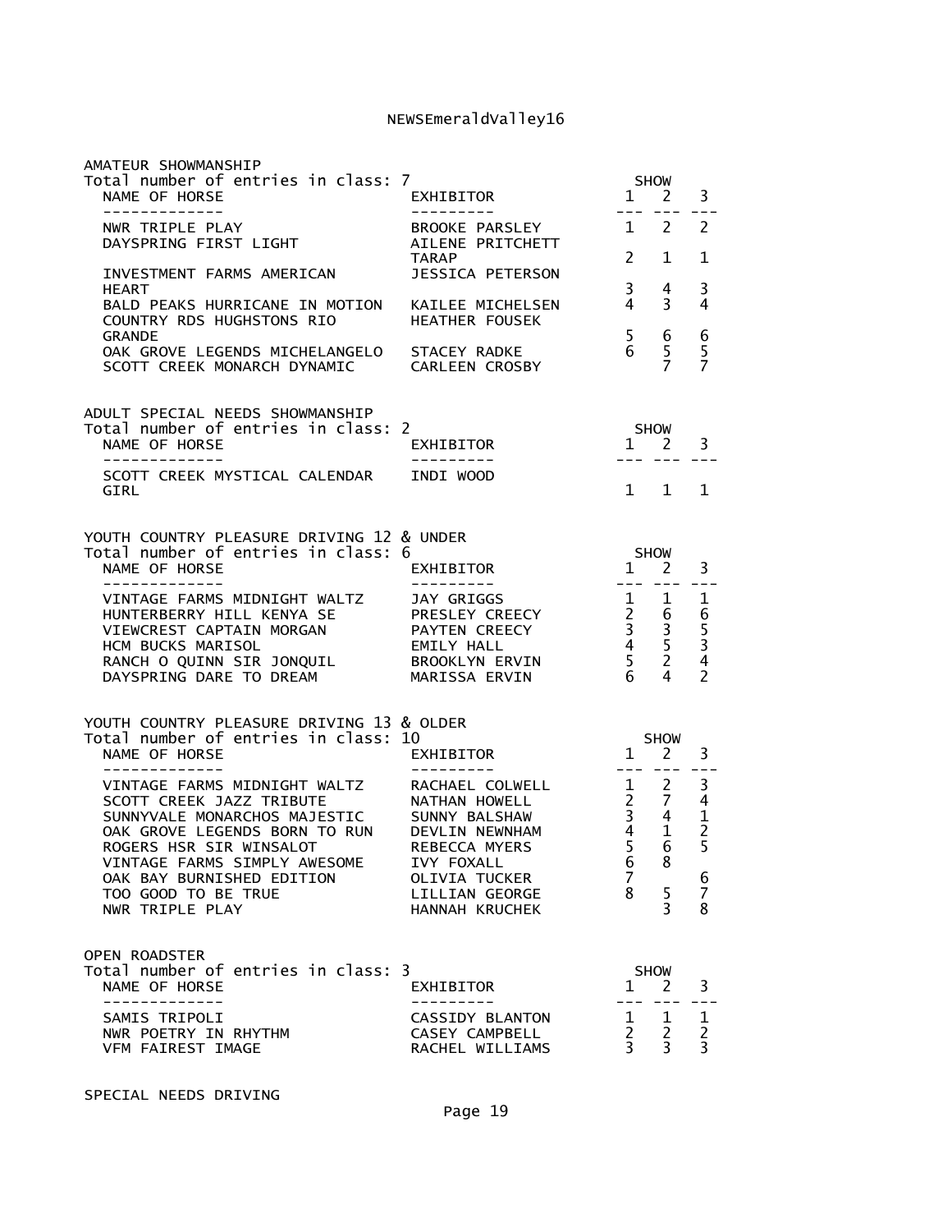NEWSEmeraldValley16

## AMATEUR SHOWMANSHIP

Total number of entries in class: 7

| NAME OF HORSE | EXHIBITOR | SHOW 1 | 2 | 3 |
|---|---|---|---|---|
| NWR TRIPLE PLAY | BROOKE PARSLEY | 1 | 2 | 2 |
| DAYSPRING FIRST LIGHT | AILENE PRITCHETT TARAP | 2 | 1 | 1 |
| INVESTMENT FARMS AMERICAN HEART | JESSICA PETERSON | 3 | 4 | 3 |
| BALD PEAKS HURRICANE IN MOTION | KAILEE MICHELSEN | 4 | 3 | 4 |
| COUNTRY RDS HUGHSTONS RIO GRANDE | HEATHER FOUSEK | 5 | 6 | 6 |
| OAK GROVE LEGENDS MICHELANGELO | STACEY RADKE | 6 | 5 | 5 |
| SCOTT CREEK MONARCH DYNAMIC | CARLEEN CROSBY | | 7 | 7 |

## ADULT SPECIAL NEEDS SHOWMANSHIP

Total number of entries in class: 2

| NAME OF HORSE | EXHIBITOR | SHOW 1 | 2 | 3 |
|---|---|---|---|---|
| SCOTT CREEK MYSTICAL CALENDAR GIRL | INDI WOOD | 1 | 1 | 1 |

## YOUTH COUNTRY PLEASURE DRIVING 12 & UNDER

Total number of entries in class: 6

| NAME OF HORSE | EXHIBITOR | SHOW 1 | 2 | 3 |
|---|---|---|---|---|
| VINTAGE FARMS MIDNIGHT WALTZ | JAY GRIGGS | 1 | 1 | 1 |
| HUNTERBERRY HILL KENYA SE | PRESLEY CREECY | 2 | 6 | 6 |
| VIEWCREST CAPTAIN MORGAN | PAYTEN CREECY | 3 | 3 | 5 |
| HCM BUCKS MARISOL | EMILY HALL | 4 | 5 | 3 |
| RANCH O QUINN SIR JONQUIL | BROOKLYN ERVIN | 5 | 2 | 4 |
| DAYSPRING DARE TO DREAM | MARISSA ERVIN | 6 | 4 | 2 |

## YOUTH COUNTRY PLEASURE DRIVING 13 & OLDER

Total number of entries in class: 10

| NAME OF HORSE | EXHIBITOR | SHOW 1 | 2 | 3 |
|---|---|---|---|---|
| VINTAGE FARMS MIDNIGHT WALTZ | RACHAEL COLWELL | 1 | 2 | 3 |
| SCOTT CREEK JAZZ TRIBUTE | NATHAN HOWELL | 2 | 7 | 4 |
| SUNNYVALE MONARCHOS MAJESTIC | SUNNY BALSHAW | 3 | 4 | 1 |
| OAK GROVE LEGENDS BORN TO RUN | DEVLIN NEWNHAM | 4 | 1 | 2 |
| ROGERS HSR SIR WINSALOT | REBECCA MYERS | 5 | 6 | 5 |
| VINTAGE FARMS SIMPLY AWESOME | IVY FOXALL | 6 | 8 | |
| OAK BAY BURNISHED EDITION | OLIVIA TUCKER | 7 | | 6 |
| TOO GOOD TO BE TRUE | LILLIAN GEORGE | 8 | 5 | 7 |
| NWR TRIPLE PLAY | HANNAH KRUCHEK | | 3 | 8 |

## OPEN ROADSTER

Total number of entries in class: 3

| NAME OF HORSE | EXHIBITOR | SHOW 1 | 2 | 3 |
|---|---|---|---|---|
| SAMIS TRIPOLI | CASSIDY BLANTON | 1 | 1 | 1 |
| NWR POETRY IN RHYTHM | CASEY CAMPBELL | 2 | 2 | 2 |
| VFM FAIREST IMAGE | RACHEL WILLIAMS | 3 | 3 | 3 |

## SPECIAL NEEDS DRIVING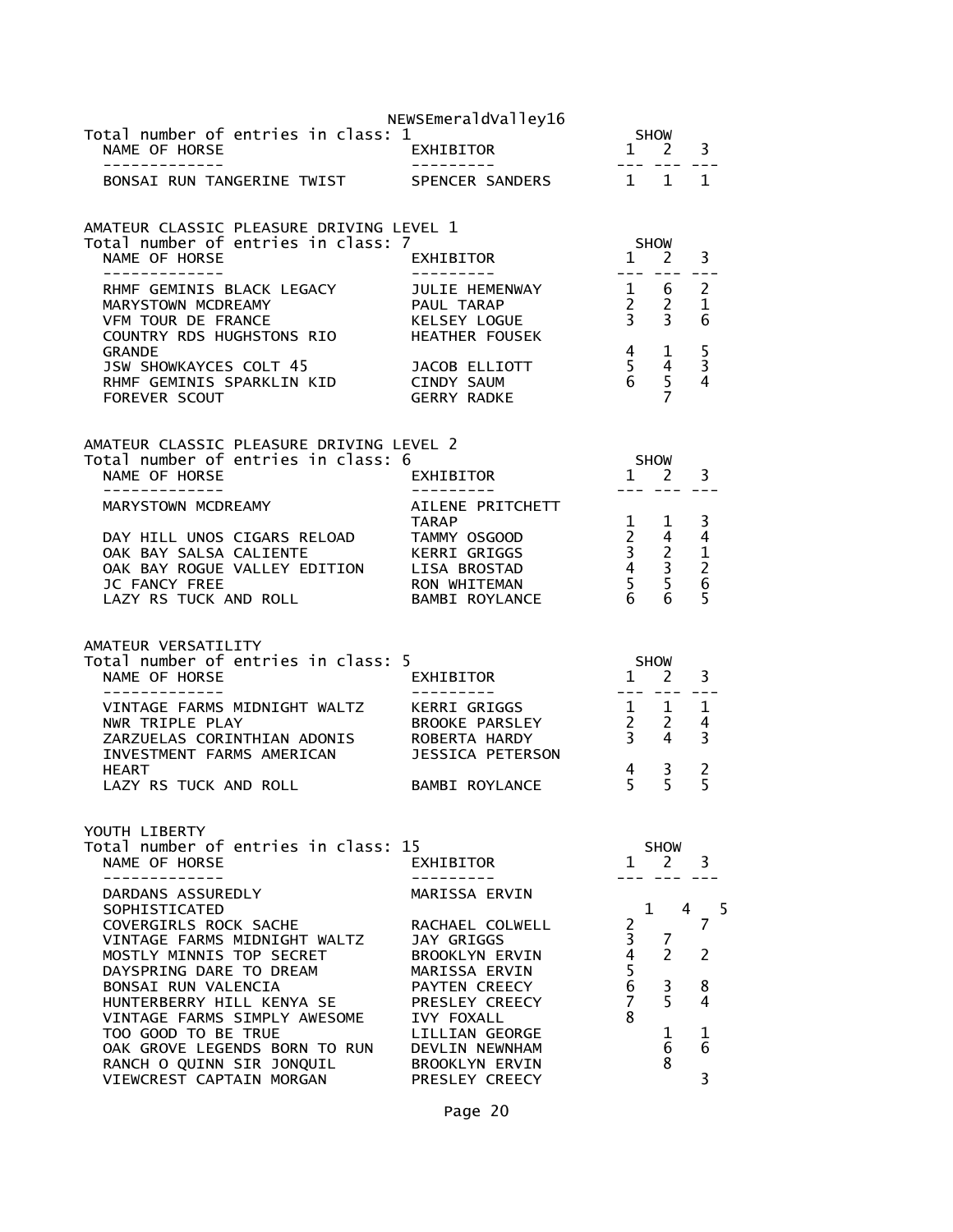Total number of entries in class: 1

| NAME OF HORSE | EXHIBITOR | SHOW 1 | SHOW 2 | SHOW 3 |
|---|---|---|---|---|
| BONSAI RUN TANGERINE TWIST | SPENCER SANDERS | 1 | 1 | 1 |

## AMATEUR CLASSIC PLEASURE DRIVING LEVEL 1

Total number of entries in class: 7

| NAME OF HORSE | EXHIBITOR | SHOW 1 | SHOW 2 | SHOW 3 |
|---|---|---|---|---|
| RHMF GEMINIS BLACK LEGACY | JULIE HEMENWAY | 1 | 6 | 2 |
| MARYSTOWN MCDREAMY | PAUL TARAP | 2 | 2 | 1 |
| VFM TOUR DE FRANCE | KELSEY LOGUE | 3 | 3 | 6 |
| COUNTRY RDS HUGHSTONS RIO GRANDE | HEATHER FOUSEK | 4 | 1 | 5 |
| JSW SHOWKAYCES COLT 45 | JACOB ELLIOTT | 5 | 4 | 3 |
| RHMF GEMINIS SPARKLIN KID | CINDY SAUM | 6 | 5 | 4 |
| FOREVER SCOUT | GERRY RADKE | | 7 | |

## AMATEUR CLASSIC PLEASURE DRIVING LEVEL 2

Total number of entries in class: 6

| NAME OF HORSE | EXHIBITOR | SHOW 1 | SHOW 2 | SHOW 3 |
|---|---|---|---|---|
| MARYSTOWN MCDREAMY | AILENE PRITCHETT TARAP | 1 | 1 | 3 |
| DAY HILL UNOS CIGARS RELOAD | TAMMY OSGOOD | 2 | 4 | 4 |
| OAK BAY SALSA CALIENTE | KERRI GRIGGS | 3 | 2 | 1 |
| OAK BAY ROGUE VALLEY EDITION | LISA BROSTAD | 4 | 3 | 2 |
| JC FANCY FREE | RON WHITEMAN | 5 | 5 | 6 |
| LAZY RS TUCK AND ROLL | BAMBI ROYLANCE | 6 | 6 | 5 |

## AMATEUR VERSATILITY

Total number of entries in class: 5

| NAME OF HORSE | EXHIBITOR | SHOW 1 | SHOW 2 | SHOW 3 |
|---|---|---|---|---|
| VINTAGE FARMS MIDNIGHT WALTZ | KERRI GRIGGS | 1 | 1 | 1 |
| NWR TRIPLE PLAY | BROOKE PARSLEY | 2 | 2 | 4 |
| ZARZUELAS CORINTHIAN ADONIS | ROBERTA HARDY | 3 | 4 | 3 |
| INVESTMENT FARMS AMERICAN HEART | JESSICA PETERSON | 4 | 3 | 2 |
| LAZY RS TUCK AND ROLL | BAMBI ROYLANCE | 5 | 5 | 5 |

## YOUTH LIBERTY

Total number of entries in class: 15

| NAME OF HORSE | EXHIBITOR | SHOW 1 | SHOW 2 | SHOW 3 |
|---|---|---|---|---|
| DARDANS ASSUREDLY SOPHISTICATED | MARISSA ERVIN | 1 | 4 | 5 |
| COVERGIRLS ROCK SACHE | RACHAEL COLWELL | 2 | | 7 |
| VINTAGE FARMS MIDNIGHT WALTZ | JAY GRIGGS | 3 | 7 | |
| MOSTLY MINNIS TOP SECRET | BROOKLYN ERVIN | 4 | 2 | 2 |
| DAYSPRING DARE TO DREAM | MARISSA ERVIN | 5 | | |
| BONSAI RUN VALENCIA | PAYTEN CREECY | 6 | 3 | 8 |
| HUNTERBERRY HILL KENYA SE | PRESLEY CREECY | 7 | 5 | 4 |
| VINTAGE FARMS SIMPLY AWESOME | IVY FOXALL | 8 | | |
| TOO GOOD TO BE TRUE | LILLIAN GEORGE | | 1 | 1 |
| OAK GROVE LEGENDS BORN TO RUN | DEVLIN NEWNHAM | | 6 | 6 |
| RANCH O QUINN SIR JONQUIL | BROOKLYN ERVIN | | 8 | |
| VIEWCREST CAPTAIN MORGAN | PRESLEY CREECY | | | 3 |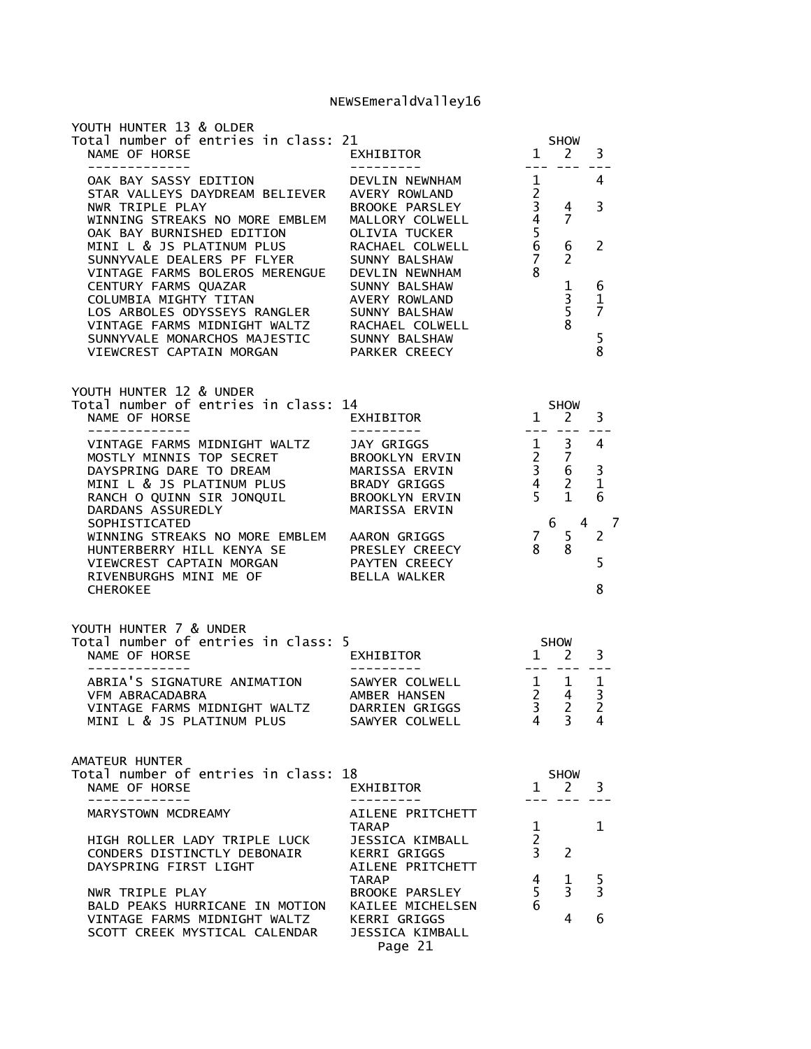## YOUTH HUNTER 13 & OLDER

Total number of entries in class: 21

| NAME OF HORSE | EXHIBITOR | SHOW 1 | SHOW 2 | SHOW 3 |
|---|---|---|---|---|
| OAK BAY SASSY EDITION | DEVLIN NEWNHAM | 1 | | 4 |
| STAR VALLEYS DAYDREAM BELIEVER | AVERY ROWLAND | 2 | | |
| NWR TRIPLE PLAY | BROOKE PARSLEY | 3 | 4 | 3 |
| WINNING STREAKS NO MORE EMBLEM | MALLORY COLWELL | 4 | 7 | |
| OAK BAY BURNISHED EDITION | OLIVIA TUCKER | 5 | | |
| MINI L & JS PLATINUM PLUS | RACHAEL COLWELL | 6 | 6 | 2 |
| SUNNYVALE DEALERS PF FLYER | SUNNY BALSHAW | 7 | 2 | |
| VINTAGE FARMS BOLEROS MERENGUE | DEVLIN NEWNHAM | 8 | | |
| CENTURY FARMS QUAZAR | SUNNY BALSHAW | | 1 | 6 |
| COLUMBIA MIGHTY TITAN | AVERY ROWLAND | | 3 | 1 |
| LOS ARBOLES ODYSSEYS RANGLER | SUNNY BALSHAW | | 5 | 7 |
| VINTAGE FARMS MIDNIGHT WALTZ | RACHAEL COLWELL | | 8 | |
| SUNNYVALE MONARCHOS MAJESTIC | SUNNY BALSHAW | | | 5 |
| VIEWCREST CAPTAIN MORGAN | PARKER CREECY | | | 8 |

## YOUTH HUNTER 12 & UNDER

Total number of entries in class: 14

| NAME OF HORSE | EXHIBITOR | SHOW 1 | SHOW 2 | SHOW 3 |
|---|---|---|---|---|
| VINTAGE FARMS MIDNIGHT WALTZ | JAY GRIGGS | 1 | 3 | 4 |
| MOSTLY MINNIS TOP SECRET | BROOKLYN ERVIN | 2 | 7 | |
| DAYSPRING DARE TO DREAM | MARISSA ERVIN | 3 | 6 | 3 |
| MINI L & JS PLATINUM PLUS | BRADY GRIGGS | 4 | 2 | 1 |
| RANCH O QUINN SIR JONQUIL | BROOKLYN ERVIN | 5 | 1 | 6 |
| DARDANS ASSUREDLY SOPHISTICATED | MARISSA ERVIN | 6 | 4 | 7 |
| WINNING STREAKS NO MORE EMBLEM | AARON GRIGGS | 7 | 5 | 2 |
| HUNTERBERRY HILL KENYA SE | PRESLEY CREECY | 8 | 8 | |
| VIEWCREST CAPTAIN MORGAN | PAYTEN CREECY | | | 5 |
| RIVENBURGHS MINI ME OF CHEROKEE | BELLA WALKER | | | 8 |

## YOUTH HUNTER 7 & UNDER

Total number of entries in class: 5

| NAME OF HORSE | EXHIBITOR | SHOW 1 | SHOW 2 | SHOW 3 |
|---|---|---|---|---|
| ABRIA'S SIGNATURE ANIMATION | SAWYER COLWELL | 1 | 1 | 1 |
| VFM ABRACADABRA | AMBER HANSEN | 2 | 4 | 3 |
| VINTAGE FARMS MIDNIGHT WALTZ | DARRIEN GRIGGS | 3 | 2 | 2 |
| MINI L & JS PLATINUM PLUS | SAWYER COLWELL | 4 | 3 | 4 |

## AMATEUR HUNTER

Total number of entries in class: 18

| NAME OF HORSE | EXHIBITOR | SHOW 1 | SHOW 2 | SHOW 3 |
|---|---|---|---|---|
| MARYSTOWN MCDREAMY | AILENE PRITCHETT TARAP | 1 | | 1 |
| HIGH ROLLER LADY TRIPLE LUCK | JESSICA KIMBALL | 2 | | |
| CONDERS DISTINCTLY DEBONAIR | KERRI GRIGGS | 3 | 2 | |
| DAYSPRING FIRST LIGHT | AILENE PRITCHETT TARAP | 4 | 1 | 5 |
| NWR TRIPLE PLAY | BROOKE PARSLEY | 5 | 3 | 3 |
| BALD PEAKS HURRICANE IN MOTION | KAILEE MICHELSEN | 6 | | |
| VINTAGE FARMS MIDNIGHT WALTZ | KERRI GRIGGS | | 4 | 6 |
| SCOTT CREEK MYSTICAL CALENDAR | JESSICA KIMBALL | | | |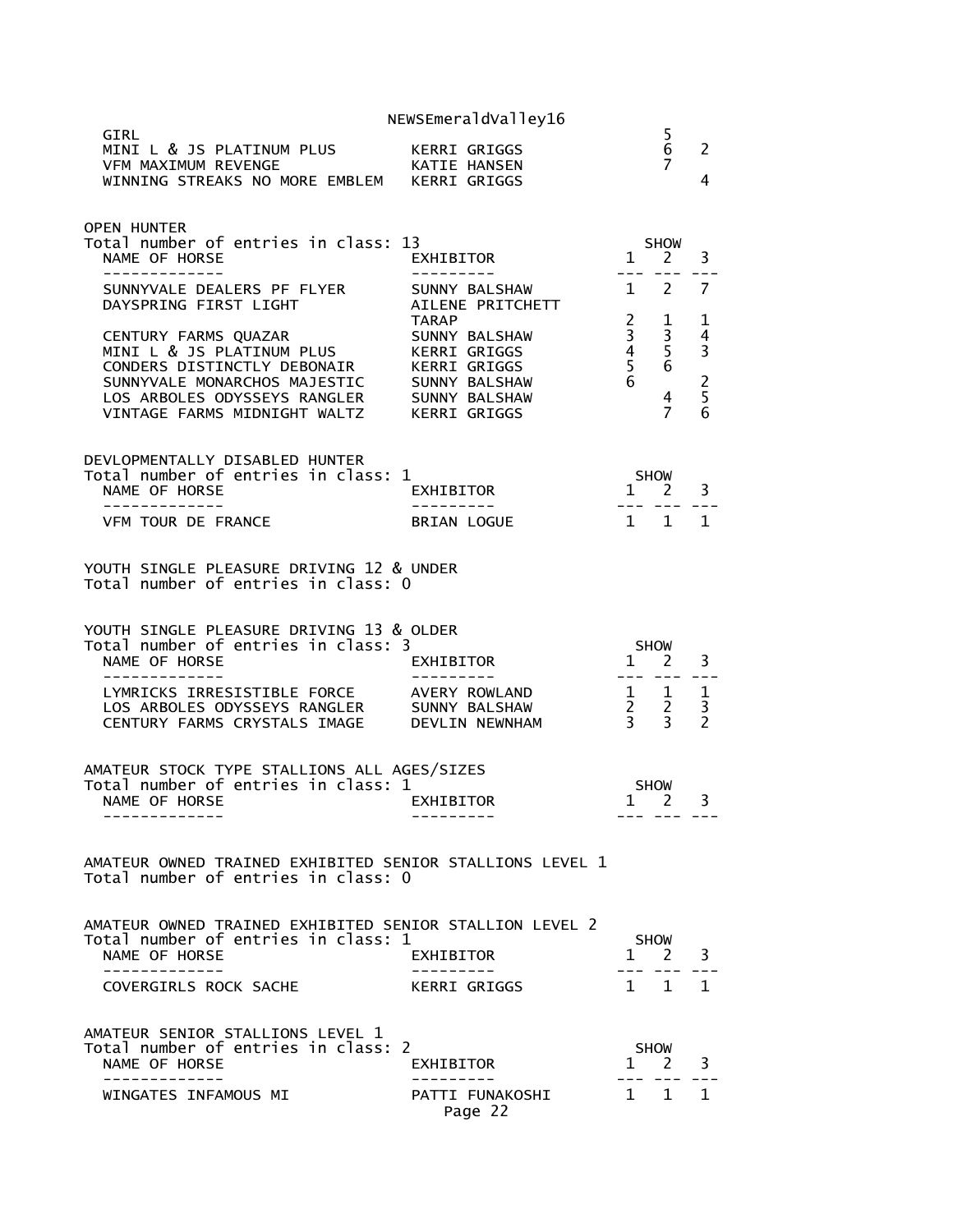| NAME OF HORSE | EXHIBITOR | 1 | 2 | 3 |
|---|---|---|---|---|
| GIRL | | | 5 | |
| MINI L & JS PLATINUM PLUS | KERRI GRIGGS | | 6 | 2 |
| VFM MAXIMUM REVENGE | KATIE HANSEN | | 7 | |
| WINNING STREAKS NO MORE EMBLEM | KERRI GRIGGS | | | 4 |

OPEN HUNTER
Total number of entries in class: 13

| NAME OF HORSE | EXHIBITOR | SHOW 1 | 2 | 3 |
|---|---|---|---|---|
| SUNNYVALE DEALERS PF FLYER | SUNNY BALSHAW | 1 | 2 | 7 |
| DAYSPRING FIRST LIGHT | AILENE PRITCHETT TARAP | 2 | 1 | 1 |
| CENTURY FARMS QUAZAR | SUNNY BALSHAW | 3 | 3 | 4 |
| MINI L & JS PLATINUM PLUS | KERRI GRIGGS | 4 | 5 | 3 |
| CONDERS DISTINCTLY DEBONAIR | KERRI GRIGGS | 5 | 6 | |
| SUNNYVALE MONARCHOS MAJESTIC | SUNNY BALSHAW | 6 | | 2 |
| LOS ARBOLES ODYSSEYS RANGLER | SUNNY BALSHAW | | 4 | 5 |
| VINTAGE FARMS MIDNIGHT WALTZ | KERRI GRIGGS | | 7 | 6 |

DEVLOPMENTALLY DISABLED HUNTER
Total number of entries in class: 1

| NAME OF HORSE | EXHIBITOR | SHOW 1 | 2 | 3 |
|---|---|---|---|---|
| VFM TOUR DE FRANCE | BRIAN LOGUE | 1 | 1 | 1 |

YOUTH SINGLE PLEASURE DRIVING 12 & UNDER
Total number of entries in class: 0

YOUTH SINGLE PLEASURE DRIVING 13 & OLDER
Total number of entries in class: 3

| NAME OF HORSE | EXHIBITOR | SHOW 1 | 2 | 3 |
|---|---|---|---|---|
| LYMRICKS IRRESISTIBLE FORCE | AVERY ROWLAND | 1 | 1 | 1 |
| LOS ARBOLES ODYSSEYS RANGLER | SUNNY BALSHAW | 2 | 2 | 3 |
| CENTURY FARMS CRYSTALS IMAGE | DEVLIN NEWNHAM | 3 | 3 | 2 |

AMATEUR STOCK TYPE STALLIONS ALL AGES/SIZES
Total number of entries in class: 1

| NAME OF HORSE | EXHIBITOR | SHOW 1 | 2 | 3 |
|---|---|---|---|---|

AMATEUR OWNED TRAINED EXHIBITED SENIOR STALLIONS LEVEL 1
Total number of entries in class: 0

AMATEUR OWNED TRAINED EXHIBITED SENIOR STALLION LEVEL 2
Total number of entries in class: 1

| NAME OF HORSE | EXHIBITOR | SHOW 1 | 2 | 3 |
|---|---|---|---|---|
| COVERGIRLS ROCK SACHE | KERRI GRIGGS | 1 | 1 | 1 |

AMATEUR SENIOR STALLIONS LEVEL 1
Total number of entries in class: 2

| NAME OF HORSE | EXHIBITOR | SHOW 1 | 2 | 3 |
|---|---|---|---|---|
| WINGATES INFAMOUS MI | PATTI FUNAKOSHI | 1 | 1 | 1 |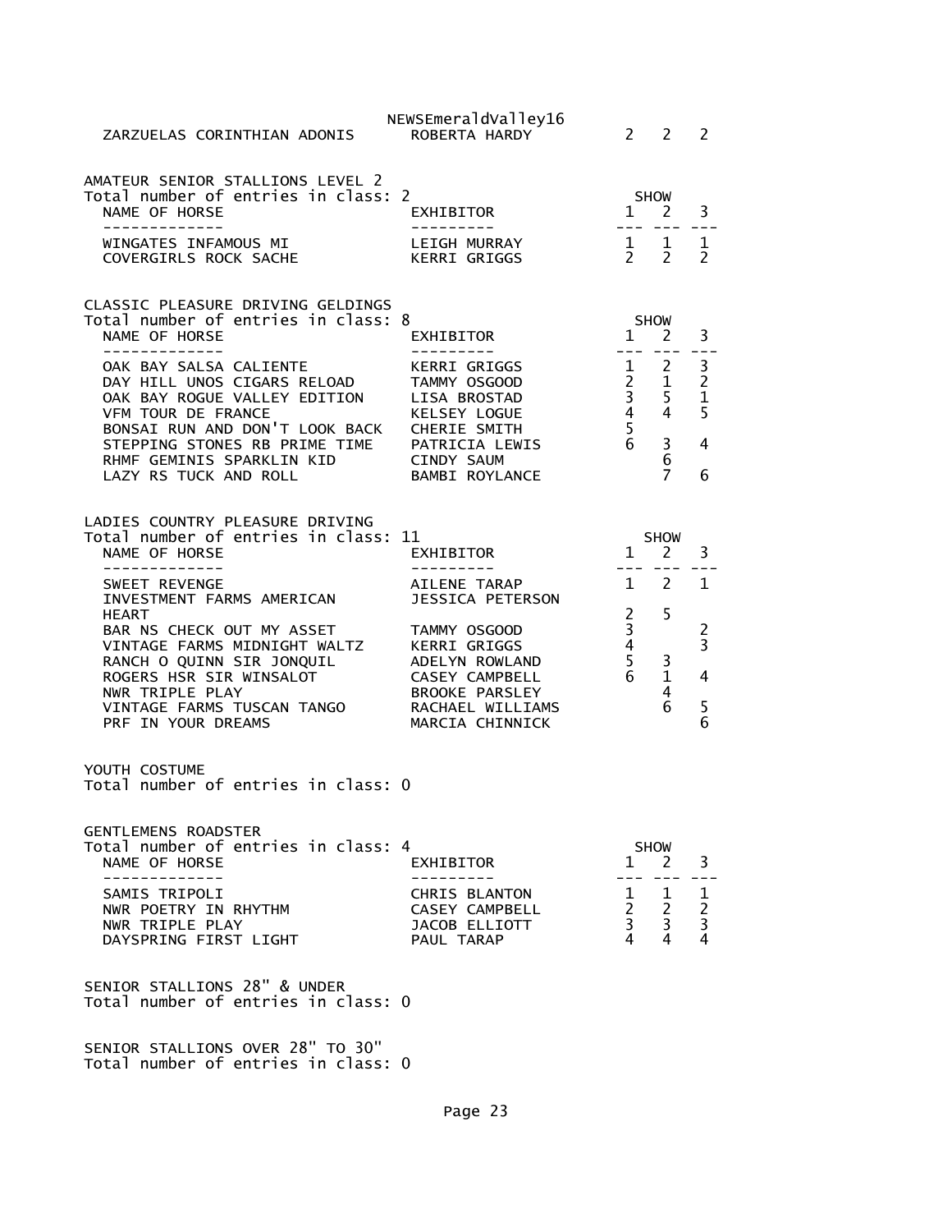NEWSEmeraldValley16

| | | | | |
|---|---|---|---|---|
| ZARZUELAS CORINTHIAN ADONIS | ROBERTA HARDY | 2 | 2 | 2 |

AMATEUR SENIOR STALLIONS LEVEL 2
Total number of entries in class: 2

| NAME OF HORSE | EXHIBITOR | SHOW 1 | 2 | 3 |
|---|---|---|---|---|
| WINGATES INFAMOUS MI | LEIGH MURRAY | 1 | 1 | 1 |
| COVERGIRLS ROCK SACHE | KERRI GRIGGS | 2 | 2 | 2 |

CLASSIC PLEASURE DRIVING GELDINGS
Total number of entries in class: 8

| NAME OF HORSE | EXHIBITOR | SHOW 1 | 2 | 3 |
|---|---|---|---|---|
| OAK BAY SALSA CALIENTE | KERRI GRIGGS | 1 | 2 | 3 |
| DAY HILL UNOS CIGARS RELOAD | TAMMY OSGOOD | 2 | 1 | 2 |
| OAK BAY ROGUE VALLEY EDITION | LISA BROSTAD | 3 | 5 | 1 |
| VFM TOUR DE FRANCE | KELSEY LOGUE | 4 | 4 | 5 |
| BONSAI RUN AND DON'T LOOK BACK | CHERIE SMITH | 5 | | |
| STEPPING STONES RB PRIME TIME | PATRICIA LEWIS | 6 | 3 | 4 |
| RHMF GEMINIS SPARKLIN KID | CINDY SAUM | | 6 | |
| LAZY RS TUCK AND ROLL | BAMBI ROYLANCE | | 7 | 6 |

LADIES COUNTRY PLEASURE DRIVING
Total number of entries in class: 11

| NAME OF HORSE | EXHIBITOR | SHOW 1 | 2 | 3 |
|---|---|---|---|---|
| SWEET REVENGE | AILENE TARAP | 1 | 2 | 1 |
| INVESTMENT FARMS AMERICAN HEART | JESSICA PETERSON | 2 | 5 | |
| BAR NS CHECK OUT MY ASSET | TAMMY OSGOOD | 3 | | 2 |
| VINTAGE FARMS MIDNIGHT WALTZ | KERRI GRIGGS | 4 | | 3 |
| RANCH O QUINN SIR JONQUIL | ADELYN ROWLAND | 5 | 3 | |
| ROGERS HSR SIR WINSALOT | CASEY CAMPBELL | 6 | 1 | 4 |
| NWR TRIPLE PLAY | BROOKE PARSLEY | | 4 | |
| VINTAGE FARMS TUSCAN TANGO | RACHAEL WILLIAMS | | 6 | 5 |
| PRF IN YOUR DREAMS | MARCIA CHINNICK | | | 6 |

YOUTH COSTUME
Total number of entries in class: 0

GENTLEMENS ROADSTER
Total number of entries in class: 4

| NAME OF HORSE | EXHIBITOR | SHOW 1 | 2 | 3 |
|---|---|---|---|---|
| SAMIS TRIPOLI | CHRIS BLANTON | 1 | 1 | 1 |
| NWR POETRY IN RHYTHM | CASEY CAMPBELL | 2 | 2 | 2 |
| NWR TRIPLE PLAY | JACOB ELLIOTT | 3 | 3 | 3 |
| DAYSPRING FIRST LIGHT | PAUL TARAP | 4 | 4 | 4 |

SENIOR STALLIONS 28" & UNDER
Total number of entries in class: 0

SENIOR STALLIONS OVER 28" TO 30"
Total number of entries in class: 0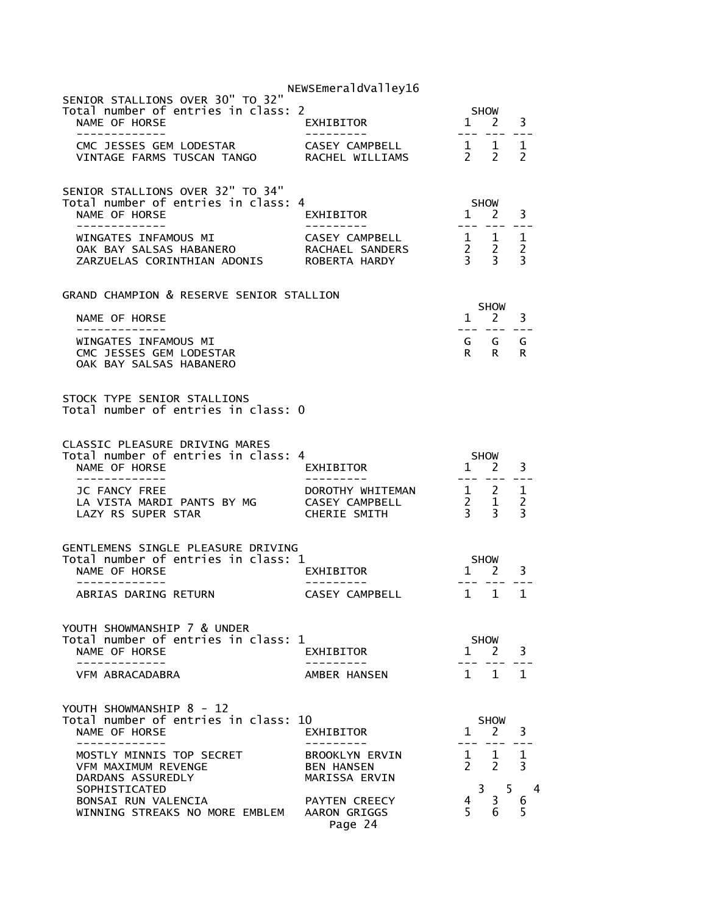## SENIOR STALLIONS OVER 30" TO 32"

Total number of entries in class: 2

| NAME OF HORSE | EXHIBITOR | SHOW 1 | SHOW 2 | SHOW 3 |
|---|---|---|---|---|
| CMC JESSES GEM LODESTAR | CASEY CAMPBELL | 1 | 1 | 1 |
| VINTAGE FARMS TUSCAN TANGO | RACHEL WILLIAMS | 2 | 2 | 2 |

## SENIOR STALLIONS OVER 32" TO 34"

Total number of entries in class: 4

| NAME OF HORSE | EXHIBITOR | SHOW 1 | SHOW 2 | SHOW 3 |
|---|---|---|---|---|
| WINGATES INFAMOUS MI | CASEY CAMPBELL | 1 | 1 | 1 |
| OAK BAY SALSAS HABANERO | RACHAEL SANDERS | 2 | 2 | 2 |
| ZARZUELAS CORINTHIAN ADONIS | ROBERTA HARDY | 3 | 3 | 3 |

## GRAND CHAMPION & RESERVE SENIOR STALLION

| NAME OF HORSE | SHOW 1 | SHOW 2 | SHOW 3 |
|---|---|---|---|
| WINGATES INFAMOUS MI | G | G | G |
| CMC JESSES GEM LODESTAR | R | R | R |
| OAK BAY SALSAS HABANERO | | | |

## STOCK TYPE SENIOR STALLIONS

Total number of entries in class: 0

## CLASSIC PLEASURE DRIVING MARES

Total number of entries in class: 4

| NAME OF HORSE | EXHIBITOR | SHOW 1 | SHOW 2 | SHOW 3 |
|---|---|---|---|---|
| JC FANCY FREE | DOROTHY WHITEMAN | 1 | 2 | 1 |
| LA VISTA MARDI PANTS BY MG | CASEY CAMPBELL | 2 | 1 | 2 |
| LAZY RS SUPER STAR | CHERIE SMITH | 3 | 3 | 3 |

## GENTLEMENS SINGLE PLEASURE DRIVING

Total number of entries in class: 1

| NAME OF HORSE | EXHIBITOR | SHOW 1 | SHOW 2 | SHOW 3 |
|---|---|---|---|---|
| ABRIAS DARING RETURN | CASEY CAMPBELL | 1 | 1 | 1 |

## YOUTH SHOWMANSHIP 7 & UNDER

Total number of entries in class: 1

| NAME OF HORSE | EXHIBITOR | SHOW 1 | SHOW 2 | SHOW 3 |
|---|---|---|---|---|
| VFM ABRACADABRA | AMBER HANSEN | 1 | 1 | 1 |

## YOUTH SHOWMANSHIP 8 - 12

Total number of entries in class: 10

| NAME OF HORSE | EXHIBITOR | SHOW 1 | SHOW 2 | SHOW 3 |
|---|---|---|---|---|
| MOSTLY MINNIS TOP SECRET | BROOKLYN ERVIN | 1 | 1 | 1 |
| VFM MAXIMUM REVENGE | BEN HANSEN | 2 | 2 | 3 |
| DARDANS ASSUREDLY SOPHISTICATED | MARISSA ERVIN | 3 | 5 | 4 |
| BONSAI RUN VALENCIA | PAYTEN CREECY | 4 | 3 | 6 |
| WINNING STREAKS NO MORE EMBLEM | AARON GRIGGS | 5 | 6 | 5 |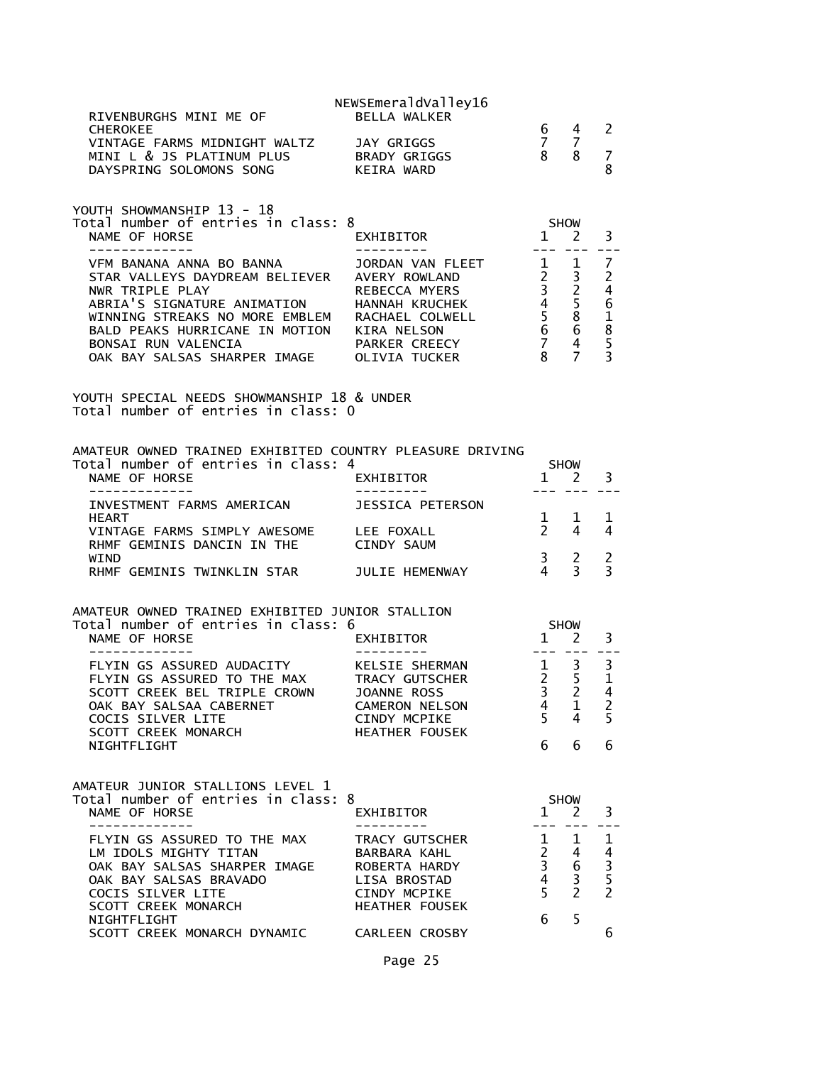NEWSEmeraldValley16

| NAME OF HORSE | EXHIBITOR | 1 | 2 | 3 |
|---|---|---|---|---|
| RIVENBURGHS MINI ME OF CHEROKEE | BELLA WALKER | 6 | 4 | 2 |
| VINTAGE FARMS MIDNIGHT WALTZ | JAY GRIGGS | 7 | 7 | |
| MINI L & JS PLATINUM PLUS | BRADY GRIGGS | 8 | 8 | 7 |
| DAYSPRING SOLOMONS SONG | KEIRA WARD | | | 8 |

YOUTH SHOWMANSHIP 13 - 18
Total number of entries in class: 8

| NAME OF HORSE | EXHIBITOR | SHOW 1 | 2 | 3 |
|---|---|---|---|---|
| VFM BANANA ANNA BO BANNA | JORDAN VAN FLEET | 1 | 1 | 7 |
| STAR VALLEYS DAYDREAM BELIEVER | AVERY ROWLAND | 2 | 3 | 2 |
| NWR TRIPLE PLAY | REBECCA MYERS | 3 | 2 | 4 |
| ABRIA'S SIGNATURE ANIMATION | HANNAH KRUCHEK | 4 | 5 | 6 |
| WINNING STREAKS NO MORE EMBLEM | RACHAEL COLWELL | 5 | 8 | 1 |
| BALD PEAKS HURRICANE IN MOTION | KIRA NELSON | 6 | 6 | 8 |
| BONSAI RUN VALENCIA | PARKER CREECY | 7 | 4 | 5 |
| OAK BAY SALSAS SHARPER IMAGE | OLIVIA TUCKER | 8 | 7 | 3 |

YOUTH SPECIAL NEEDS SHOWMANSHIP 18 & UNDER
Total number of entries in class: 0

AMATEUR OWNED TRAINED EXHIBITED COUNTRY PLEASURE DRIVING
Total number of entries in class: 4

| NAME OF HORSE | EXHIBITOR | SHOW 1 | 2 | 3 |
|---|---|---|---|---|
| INVESTMENT FARMS AMERICAN HEART | JESSICA PETERSON | 1 | 1 | 1 |
| VINTAGE FARMS SIMPLY AWESOME | LEE FOXALL | 2 | 4 | 4 |
| RHMF GEMINIS DANCIN IN THE WIND | CINDY SAUM | 3 | 2 | 2 |
| RHMF GEMINIS TWINKLIN STAR | JULIE HEMENWAY | 4 | 3 | 3 |

AMATEUR OWNED TRAINED EXHIBITED JUNIOR STALLION
Total number of entries in class: 6

| NAME OF HORSE | EXHIBITOR | SHOW 1 | 2 | 3 |
|---|---|---|---|---|
| FLYIN GS ASSURED AUDACITY | KELSIE SHERMAN | 1 | 3 | 3 |
| FLYIN GS ASSURED TO THE MAX | TRACY GUTSCHER | 2 | 5 | 1 |
| SCOTT CREEK BEL TRIPLE CROWN | JOANNE ROSS | 3 | 2 | 4 |
| OAK BAY SALSAA CABERNET | CAMERON NELSON | 4 | 1 | 2 |
| COCIS SILVER LITE | CINDY MCPIKE | 5 | 4 | 5 |
| SCOTT CREEK MONARCH NIGHTFLIGHT | HEATHER FOUSEK | 6 | 6 | 6 |

AMATEUR JUNIOR STALLIONS LEVEL 1
Total number of entries in class: 8

| NAME OF HORSE | EXHIBITOR | SHOW 1 | 2 | 3 |
|---|---|---|---|---|
| FLYIN GS ASSURED TO THE MAX | TRACY GUTSCHER | 1 | 1 | 1 |
| LM IDOLS MIGHTY TITAN | BARBARA KAHL | 2 | 4 | 4 |
| OAK BAY SALSAS SHARPER IMAGE | ROBERTA HARDY | 3 | 6 | 3 |
| OAK BAY SALSAS BRAVADO | LISA BROSTAD | 4 | 3 | 5 |
| COCIS SILVER LITE | CINDY MCPIKE | 5 | 2 | 2 |
| SCOTT CREEK MONARCH NIGHTFLIGHT | HEATHER FOUSEK | 6 | 5 | |
| SCOTT CREEK MONARCH DYNAMIC | CARLEEN CROSBY | | | 6 |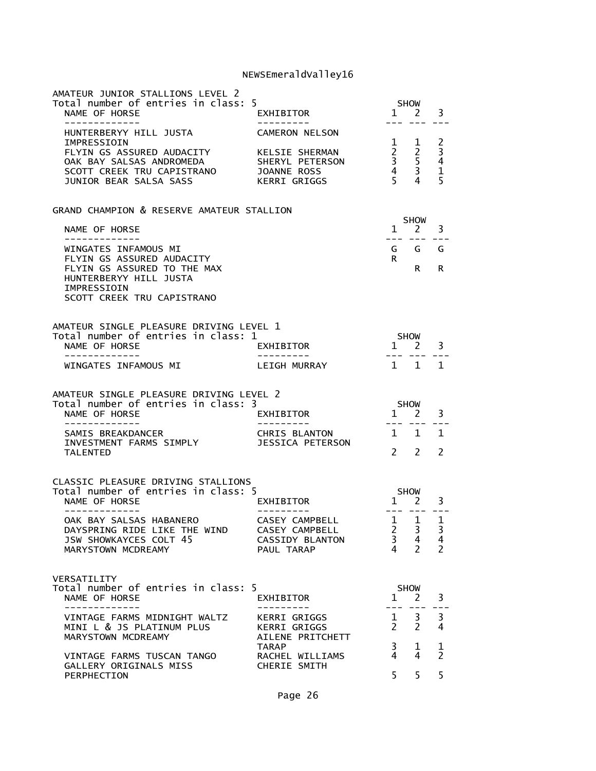## AMATEUR JUNIOR STALLIONS LEVEL 2

Total number of entries in class: 5

| NAME OF HORSE | EXHIBITOR | SHOW 1 | 2 | 3 |
|---|---|---|---|---|
| HUNTERBERYY HILL JUSTA IMPRESSIOIN | CAMERON NELSON | 1 | 1 | 2 |
| FLYIN GS ASSURED AUDACITY | KELSIE SHERMAN | 2 | 2 | 3 |
| OAK BAY SALSAS ANDROMEDA | SHERYL PETERSON | 3 | 5 | 4 |
| SCOTT CREEK TRU CAPISTRANO | JOANNE ROSS | 4 | 3 | 1 |
| JUNIOR BEAR SALSA SASS | KERRI GRIGGS | 5 | 4 | 5 |

## GRAND CHAMPION & RESERVE AMATEUR STALLION

| NAME OF HORSE | SHOW 1 | 2 | 3 |
|---|---|---|---|
| WINGATES INFAMOUS MI | G | G | G |
| FLYIN GS ASSURED AUDACITY | R | | |
| FLYIN GS ASSURED TO THE MAX | | R | R |
| HUNTERBERYY HILL JUSTA IMPRESSIOIN | | | |
| SCOTT CREEK TRU CAPISTRANO | | | |

## AMATEUR SINGLE PLEASURE DRIVING LEVEL 1

Total number of entries in class: 1

| NAME OF HORSE | EXHIBITOR | SHOW 1 | 2 | 3 |
|---|---|---|---|---|
| WINGATES INFAMOUS MI | LEIGH MURRAY | 1 | 1 | 1 |

## AMATEUR SINGLE PLEASURE DRIVING LEVEL 2

Total number of entries in class: 3

| NAME OF HORSE | EXHIBITOR | SHOW 1 | 2 | 3 |
|---|---|---|---|---|
| SAMIS BREAKDANCER | CHRIS BLANTON | 1 | 1 | 1 |
| INVESTMENT FARMS SIMPLY TALENTED | JESSICA PETERSON | 2 | 2 | 2 |

## CLASSIC PLEASURE DRIVING STALLIONS

Total number of entries in class: 5

| NAME OF HORSE | EXHIBITOR | SHOW 1 | 2 | 3 |
|---|---|---|---|---|
| OAK BAY SALSAS HABANERO | CASEY CAMPBELL | 1 | 1 | 1 |
| DAYSPRING RIDE LIKE THE WIND | CASEY CAMPBELL | 2 | 3 | 3 |
| JSW SHOWKAYCES COLT 45 | CASSIDY BLANTON | 3 | 4 | 4 |
| MARYSTOWN MCDREAMY | PAUL TARAP | 4 | 2 | 2 |

## VERSATILITY

Total number of entries in class: 5

| NAME OF HORSE | EXHIBITOR | SHOW 1 | 2 | 3 |
|---|---|---|---|---|
| VINTAGE FARMS MIDNIGHT WALTZ | KERRI GRIGGS | 1 | 3 | 3 |
| MINI L & JS PLATINUM PLUS | KERRI GRIGGS | 2 | 2 | 4 |
| MARYSTOWN MCDREAMY | AILENE PRITCHETT TARAP | 3 | 1 | 1 |
| VINTAGE FARMS TUSCAN TANGO | RACHEL WILLIAMS | 4 | 4 | 2 |
| GALLERY ORIGINALS MISS PERPHECTION | CHERIE SMITH | 5 | 5 | 5 |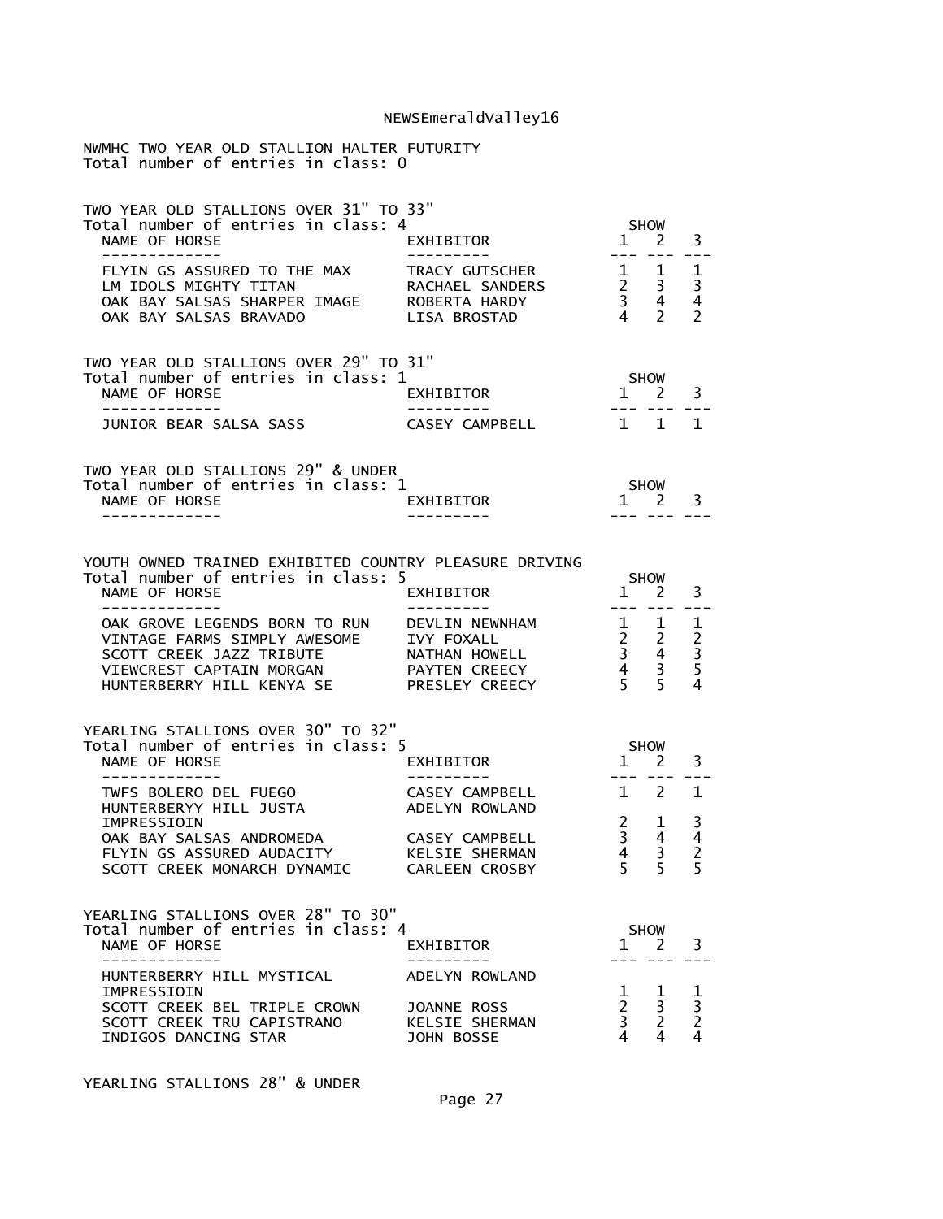NWMHC TWO YEAR OLD STALLION HALTER FUTURITY
Total number of entries in class: 0

TWO YEAR OLD STALLIONS OVER 31" TO 33"
Total number of entries in class: 4

| NAME OF HORSE | EXHIBITOR | SHOW 1 | 2 | 3 |
|---|---|---|---|---|
| FLYIN GS ASSURED TO THE MAX | TRACY GUTSCHER | 1 | 1 | 1 |
| LM IDOLS MIGHTY TITAN | RACHAEL SANDERS | 2 | 3 | 3 |
| OAK BAY SALSAS SHARPER IMAGE | ROBERTA HARDY | 3 | 4 | 4 |
| OAK BAY SALSAS BRAVADO | LISA BROSTAD | 4 | 2 | 2 |

TWO YEAR OLD STALLIONS OVER 29" TO 31"
Total number of entries in class: 1

| NAME OF HORSE | EXHIBITOR | SHOW 1 | 2 | 3 |
|---|---|---|---|---|
| JUNIOR BEAR SALSA SASS | CASEY CAMPBELL | 1 | 1 | 1 |

TWO YEAR OLD STALLIONS 29" & UNDER
Total number of entries in class: 1

| NAME OF HORSE | EXHIBITOR | SHOW 1 | 2 | 3 |
|---|---|---|---|---|

YOUTH OWNED TRAINED EXHIBITED COUNTRY PLEASURE DRIVING
Total number of entries in class: 5

| NAME OF HORSE | EXHIBITOR | SHOW 1 | 2 | 3 |
|---|---|---|---|---|
| OAK GROVE LEGENDS BORN TO RUN | DEVLIN NEWNHAM | 1 | 1 | 1 |
| VINTAGE FARMS SIMPLY AWESOME | IVY FOXALL | 2 | 2 | 2 |
| SCOTT CREEK JAZZ TRIBUTE | NATHAN HOWELL | 3 | 4 | 3 |
| VIEWCREST CAPTAIN MORGAN | PAYTEN CREECY | 4 | 3 | 5 |
| HUNTERBERRY HILL KENYA SE | PRESLEY CREECY | 5 | 5 | 4 |

YEARLING STALLIONS OVER 30" TO 32"
Total number of entries in class: 5

| NAME OF HORSE | EXHIBITOR | SHOW 1 | 2 | 3 |
|---|---|---|---|---|
| TWFS BOLERO DEL FUEGO | CASEY CAMPBELL | 1 | 2 | 1 |
| HUNTERBERYY HILL JUSTA IMPRESSIOIN | ADELYN ROWLAND | 2 | 1 | 3 |
| OAK BAY SALSAS ANDROMEDA | CASEY CAMPBELL | 3 | 4 | 4 |
| FLYIN GS ASSURED AUDACITY | KELSIE SHERMAN | 4 | 3 | 2 |
| SCOTT CREEK MONARCH DYNAMIC | CARLEEN CROSBY | 5 | 5 | 5 |

YEARLING STALLIONS OVER 28" TO 30"
Total number of entries in class: 4

| NAME OF HORSE | EXHIBITOR | SHOW 1 | 2 | 3 |
|---|---|---|---|---|
| HUNTERBERRY HILL MYSTICAL IMPRESSIOIN | ADELYN ROWLAND | 1 | 1 | 1 |
| SCOTT CREEK BEL TRIPLE CROWN | JOANNE ROSS | 2 | 3 | 3 |
| SCOTT CREEK TRU CAPISTRANO | KELSIE SHERMAN | 3 | 2 | 2 |
| INDIGOS DANCING STAR | JOHN BOSSE | 4 | 4 | 4 |

YEARLING STALLIONS 28" & UNDER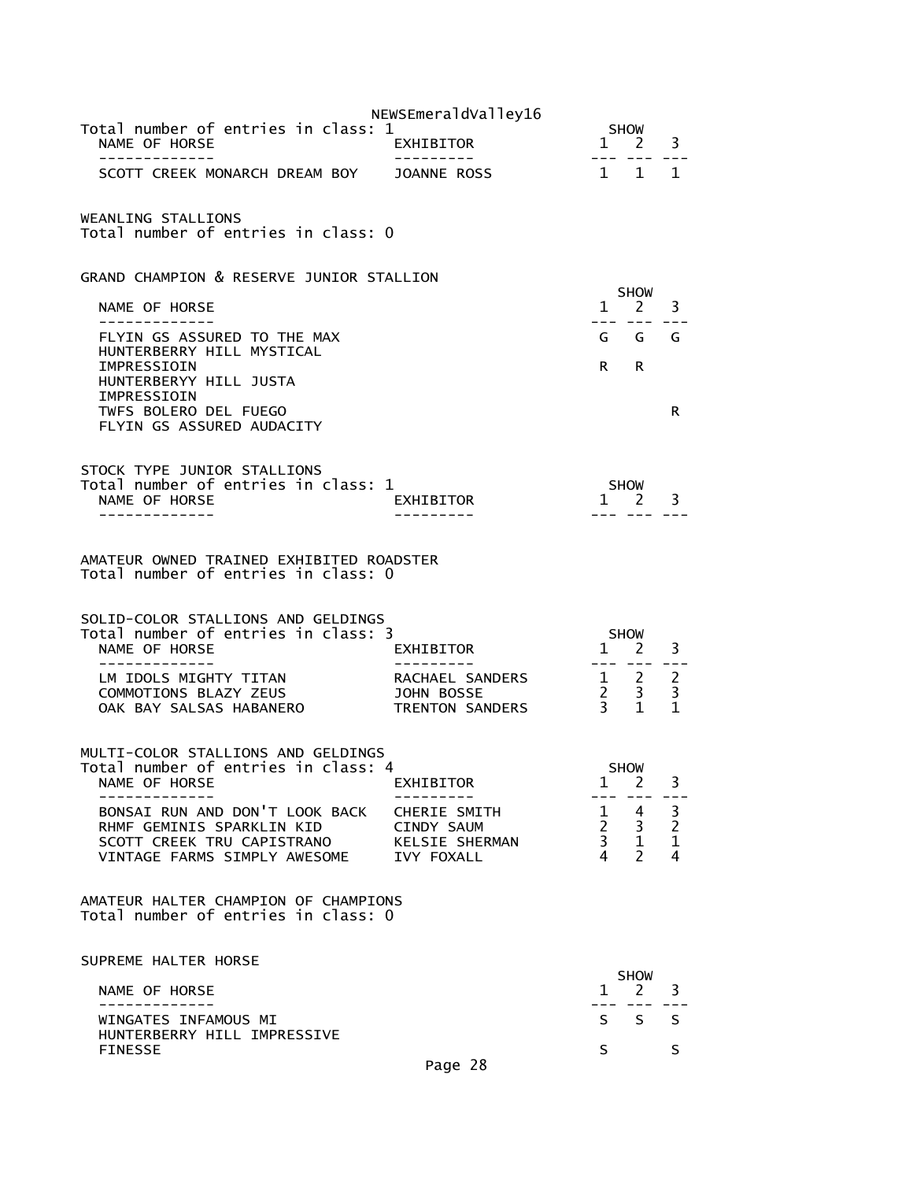Total number of entries in class: 1

| NAME OF HORSE | EXHIBITOR | SHOW 1 | 2 | 3 |
|---|---|---|---|---|
| SCOTT CREEK MONARCH DREAM BOY | JOANNE ROSS | 1 | 1 | 1 |

WEANLING STALLIONS
Total number of entries in class: 0

GRAND CHAMPION & RESERVE JUNIOR STALLION

| NAME OF HORSE | SHOW 1 | 2 | 3 |
|---|---|---|---|
| FLYIN GS ASSURED TO THE MAX | G | G | G |
| HUNTERBERRY HILL MYSTICAL IMPRESSIOIN | R | R | |
| HUNTERBERYY HILL JUSTA IMPRESSIOIN | | | |
| TWFS BOLERO DEL FUEGO | | | R |
| FLYIN GS ASSURED AUDACITY | | | |

STOCK TYPE JUNIOR STALLIONS
Total number of entries in class: 1

| NAME OF HORSE | EXHIBITOR | SHOW 1 | 2 | 3 |
|---|---|---|---|---|

AMATEUR OWNED TRAINED EXHIBITED ROADSTER
Total number of entries in class: 0

SOLID-COLOR STALLIONS AND GELDINGS
Total number of entries in class: 3

| NAME OF HORSE | EXHIBITOR | SHOW 1 | 2 | 3 |
|---|---|---|---|---|
| LM IDOLS MIGHTY TITAN | RACHAEL SANDERS | 1 | 2 | 2 |
| COMMOTIONS BLAZY ZEUS | JOHN BOSSE | 2 | 3 | 3 |
| OAK BAY SALSAS HABANERO | TRENTON SANDERS | 3 | 1 | 1 |

MULTI-COLOR STALLIONS AND GELDINGS
Total number of entries in class: 4

| NAME OF HORSE | EXHIBITOR | SHOW 1 | 2 | 3 |
|---|---|---|---|---|
| BONSAI RUN AND DON'T LOOK BACK | CHERIE SMITH | 1 | 4 | 3 |
| RHMF GEMINIS SPARKLIN KID | CINDY SAUM | 2 | 3 | 2 |
| SCOTT CREEK TRU CAPISTRANO | KELSIE SHERMAN | 3 | 1 | 1 |
| VINTAGE FARMS SIMPLY AWESOME | IVY FOXALL | 4 | 2 | 4 |

AMATEUR HALTER CHAMPION OF CHAMPIONS
Total number of entries in class: 0

SUPREME HALTER HORSE

| NAME OF HORSE | SHOW 1 | 2 | 3 |
|---|---|---|---|
| WINGATES INFAMOUS MI | S | S | S |
| HUNTERBERRY HILL IMPRESSIVE FINESSE | S | | S |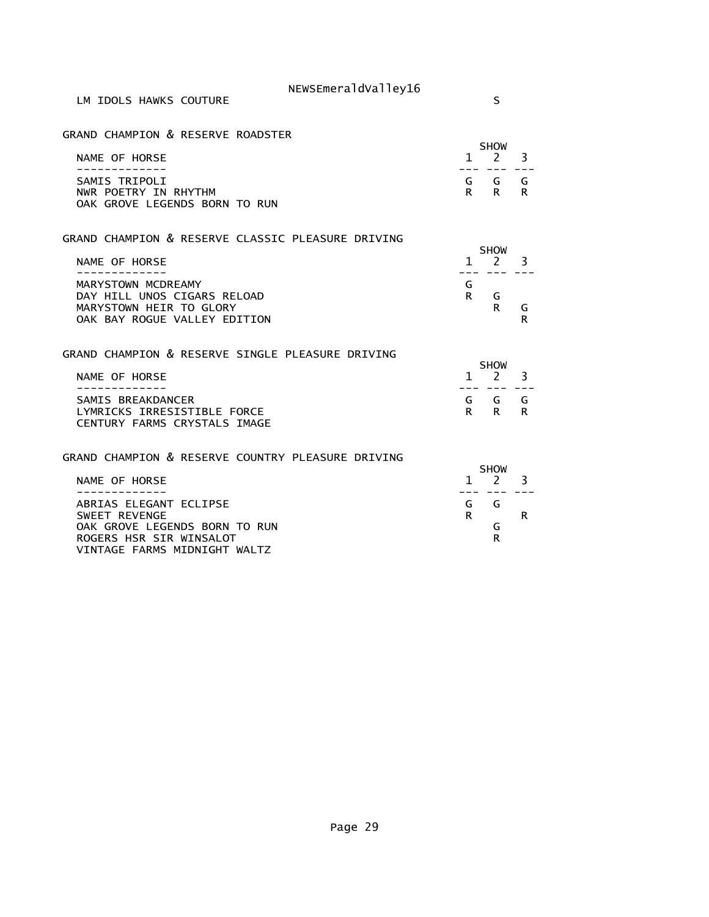| | | | |
|---|---|---|---|
| LM IDOLS HAWKS COUTURE | | S | |

GRAND CHAMPION & RESERVE ROADSTER

| NAME OF HORSE | SHOW 1 | 2 | 3 |
|---|---|---|---|
| SAMIS TRIPOLI | G | G | G |
| NWR POETRY IN RHYTHM | R | R | R |
| OAK GROVE LEGENDS BORN TO RUN | | | |

GRAND CHAMPION & RESERVE CLASSIC PLEASURE DRIVING

| NAME OF HORSE | SHOW 1 | 2 | 3 |
|---|---|---|---|
| MARYSTOWN MCDREAMY | G | | |
| DAY HILL UNOS CIGARS RELOAD | R | G | |
| MARYSTOWN HEIR TO GLORY | | R | G |
| OAK BAY ROGUE VALLEY EDITION | | | R |

GRAND CHAMPION & RESERVE SINGLE PLEASURE DRIVING

| NAME OF HORSE | SHOW 1 | 2 | 3 |
|---|---|---|---|
| SAMIS BREAKDANCER | G | G | G |
| LYMRICKS IRRESISTIBLE FORCE | R | R | R |
| CENTURY FARMS CRYSTALS IMAGE | | | |

GRAND CHAMPION & RESERVE COUNTRY PLEASURE DRIVING

| NAME OF HORSE | SHOW 1 | 2 | 3 |
|---|---|---|---|
| ABRIAS ELEGANT ECLIPSE | G | G | |
| SWEET REVENGE | R | | R |
| OAK GROVE LEGENDS BORN TO RUN | | G | |
| ROGERS HSR SIR WINSALOT | | R | |
| VINTAGE FARMS MIDNIGHT WALTZ | | | |